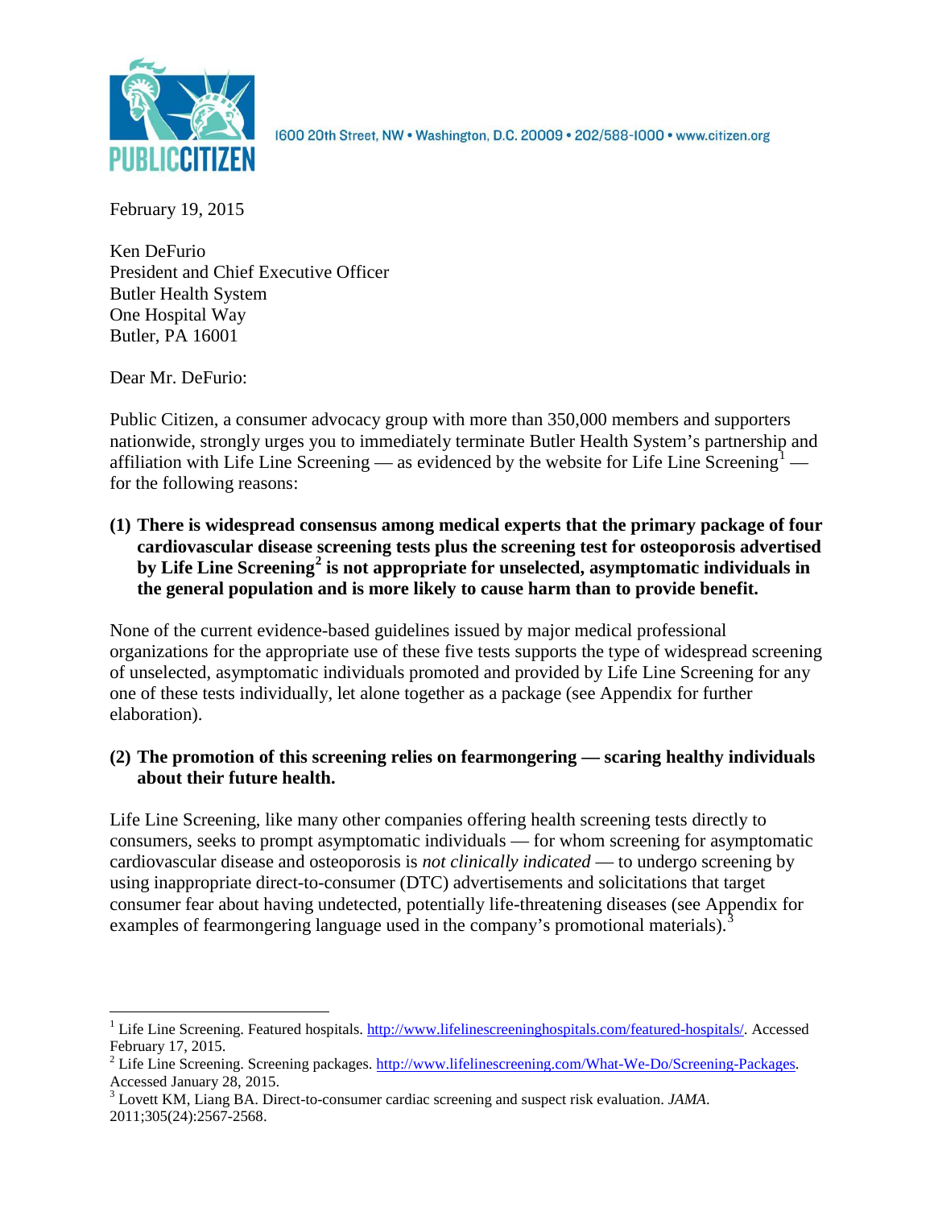PUBLIC CITIZEN

1600 20th Street, NW • Washington, D.C. 20009 • 202/588-1000 • www.citizen.org

February 19, 2015

Ken DeFurio
President and Chief Executive Officer
Butler Health System
One Hospital Way
Butler, PA 16001

Dear Mr. DeFurio:

Public Citizen, a consumer advocacy group with more than 350,000 members and supporters nationwide, strongly urges you to immediately terminate Butler Health System's partnership and affiliation with Life Line Screening — as evidenced by the website for Life Line Screening[1] — for the following reasons:

**(1) There is widespread consensus among medical experts that the primary package of four cardiovascular disease screening tests plus the screening test for osteoporosis advertised by Life Line Screening[2] is not appropriate for unselected, asymptomatic individuals in the general population and is more likely to cause harm than to provide benefit.**

None of the current evidence-based guidelines issued by major medical professional organizations for the appropriate use of these five tests supports the type of widespread screening of unselected, asymptomatic individuals promoted and provided by Life Line Screening for any one of these tests individually, let alone together as a package (see Appendix for further elaboration).

**(2) The promotion of this screening relies on fearmongering — scaring healthy individuals about their future health.**

Life Line Screening, like many other companies offering health screening tests directly to consumers, seeks to prompt asymptomatic individuals — for whom screening for asymptomatic cardiovascular disease and osteoporosis is *not clinically indicated* — to undergo screening by using inappropriate direct-to-consumer (DTC) advertisements and solicitations that target consumer fear about having undetected, potentially life-threatening diseases (see Appendix for examples of fearmongering language used in the company's promotional materials).[3]

---

[1] Life Line Screening. Featured hospitals. http://www.lifelinescreeninghospitals.com/featured-hospitals/. Accessed February 17, 2015.

[2] Life Line Screening. Screening packages. http://www.lifelinescreening.com/What-We-Do/Screening-Packages. Accessed January 28, 2015.

[3] Lovett KM, Liang BA. Direct-to-consumer cardiac screening and suspect risk evaluation. *JAMA*. 2011;305(24):2567-2568.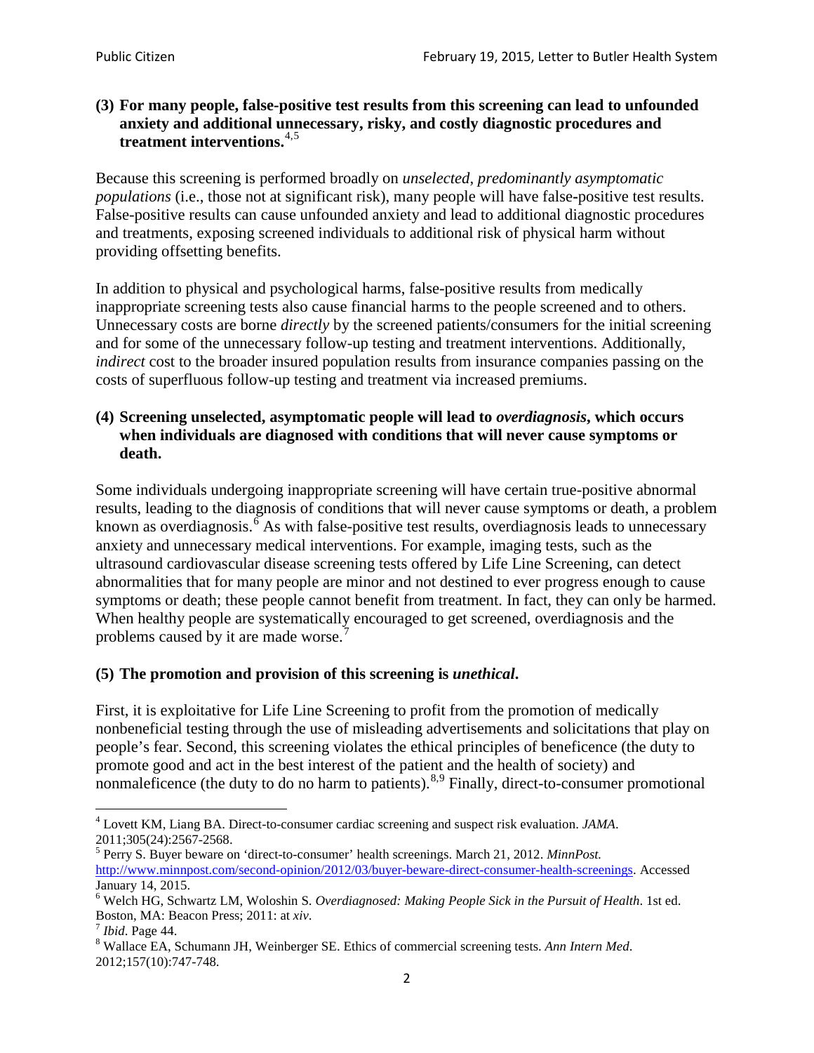**(3) For many people, false-positive test results from this screening can lead to unfounded anxiety and additional unnecessary, risky, and costly diagnostic procedures and treatment interventions.**[4,5]

Because this screening is performed broadly on *unselected, predominantly asymptomatic populations* (i.e., those not at significant risk), many people will have false-positive test results. False-positive results can cause unfounded anxiety and lead to additional diagnostic procedures and treatments, exposing screened individuals to additional risk of physical harm without providing offsetting benefits.

In addition to physical and psychological harms, false-positive results from medically inappropriate screening tests also cause financial harms to the people screened and to others. Unnecessary costs are borne *directly* by the screened patients/consumers for the initial screening and for some of the unnecessary follow-up testing and treatment interventions. Additionally, *indirect* cost to the broader insured population results from insurance companies passing on the costs of superfluous follow-up testing and treatment via increased premiums.

**(4) Screening unselected, asymptomatic people will lead to *overdiagnosis*, which occurs when individuals are diagnosed with conditions that will never cause symptoms or death.**

Some individuals undergoing inappropriate screening will have certain true-positive abnormal results, leading to the diagnosis of conditions that will never cause symptoms or death, a problem known as overdiagnosis.[6] As with false-positive test results, overdiagnosis leads to unnecessary anxiety and unnecessary medical interventions. For example, imaging tests, such as the ultrasound cardiovascular disease screening tests offered by Life Line Screening, can detect abnormalities that for many people are minor and not destined to ever progress enough to cause symptoms or death; these people cannot benefit from treatment. In fact, they can only be harmed. When healthy people are systematically encouraged to get screened, overdiagnosis and the problems caused by it are made worse.[7]

**(5) The promotion and provision of this screening is *unethical*.**

First, it is exploitative for Life Line Screening to profit from the promotion of medically nonbeneficial testing through the use of misleading advertisements and solicitations that play on people's fear. Second, this screening violates the ethical principles of beneficence (the duty to promote good and act in the best interest of the patient and the health of society) and nonmaleficence (the duty to do no harm to patients).[8,9] Finally, direct-to-consumer promotional

---

[4] Lovett KM, Liang BA. Direct-to-consumer cardiac screening and suspect risk evaluation. *JAMA*. 2011;305(24):2567-2568.

[5] Perry S. Buyer beware on 'direct-to-consumer' health screenings. March 21, 2012. *MinnPost.* http://www.minnpost.com/second-opinion/2012/03/buyer-beware-direct-consumer-health-screenings. Accessed January 14, 2015.

[6] Welch HG, Schwartz LM, Woloshin S. *Overdiagnosed: Making People Sick in the Pursuit of Health*. 1st ed. Boston, MA: Beacon Press; 2011: at *xiv*.

[7] *Ibid*. Page 44.

[8] Wallace EA, Schumann JH, Weinberger SE. Ethics of commercial screening tests. *Ann Intern Med*. 2012;157(10):747-748.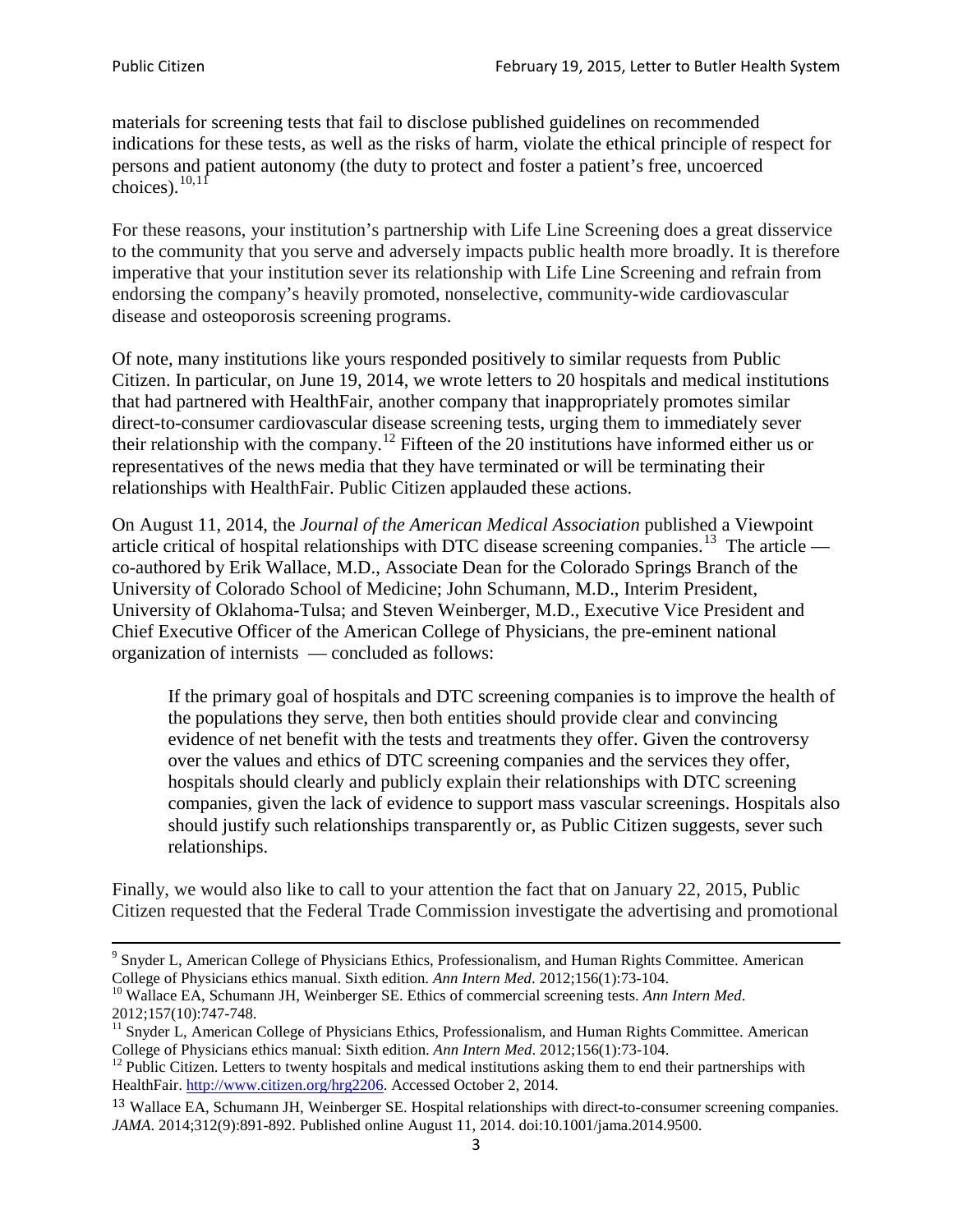materials for screening tests that fail to disclose published guidelines on recommended indications for these tests, as well as the risks of harm, violate the ethical principle of respect for persons and patient autonomy (the duty to protect and foster a patient's free, uncoerced choices).[10,11]

For these reasons, your institution's partnership with Life Line Screening does a great disservice to the community that you serve and adversely impacts public health more broadly. It is therefore imperative that your institution sever its relationship with Life Line Screening and refrain from endorsing the company's heavily promoted, nonselective, community-wide cardiovascular disease and osteoporosis screening programs.

Of note, many institutions like yours responded positively to similar requests from Public Citizen. In particular, on June 19, 2014, we wrote letters to 20 hospitals and medical institutions that had partnered with HealthFair, another company that inappropriately promotes similar direct-to-consumer cardiovascular disease screening tests, urging them to immediately sever their relationship with the company.[12] Fifteen of the 20 institutions have informed either us or representatives of the news media that they have terminated or will be terminating their relationships with HealthFair. Public Citizen applauded these actions.

On August 11, 2014, the *Journal of the American Medical Association* published a Viewpoint article critical of hospital relationships with DTC disease screening companies.[13] The article — co-authored by Erik Wallace, M.D., Associate Dean for the Colorado Springs Branch of the University of Colorado School of Medicine; John Schumann, M.D., Interim President, University of Oklahoma-Tulsa; and Steven Weinberger, M.D., Executive Vice President and Chief Executive Officer of the American College of Physicians, the pre-eminent national organization of internists — concluded as follows:

> If the primary goal of hospitals and DTC screening companies is to improve the health of the populations they serve, then both entities should provide clear and convincing evidence of net benefit with the tests and treatments they offer. Given the controversy over the values and ethics of DTC screening companies and the services they offer, hospitals should clearly and publicly explain their relationships with DTC screening companies, given the lack of evidence to support mass vascular screenings. Hospitals also should justify such relationships transparently or, as Public Citizen suggests, sever such relationships.

Finally, we would also like to call to your attention the fact that on January 22, 2015, Public Citizen requested that the Federal Trade Commission investigate the advertising and promotional

---

[9] Snyder L, American College of Physicians Ethics, Professionalism, and Human Rights Committee. American College of Physicians ethics manual. Sixth edition. *Ann Intern Med*. 2012;156(1):73-104.

[10] Wallace EA, Schumann JH, Weinberger SE. Ethics of commercial screening tests. *Ann Intern Med*. 2012;157(10):747-748.

[11] Snyder L, American College of Physicians Ethics, Professionalism, and Human Rights Committee. American College of Physicians ethics manual: Sixth edition. *Ann Intern Med*. 2012;156(1):73-104.

[12] Public Citizen. Letters to twenty hospitals and medical institutions asking them to end their partnerships with HealthFair. http://www.citizen.org/hrg2206. Accessed October 2, 2014.

[13] Wallace EA, Schumann JH, Weinberger SE. Hospital relationships with direct-to-consumer screening companies. *JAMA*. 2014;312(9):891-892. Published online August 11, 2014. doi:10.1001/jama.2014.9500.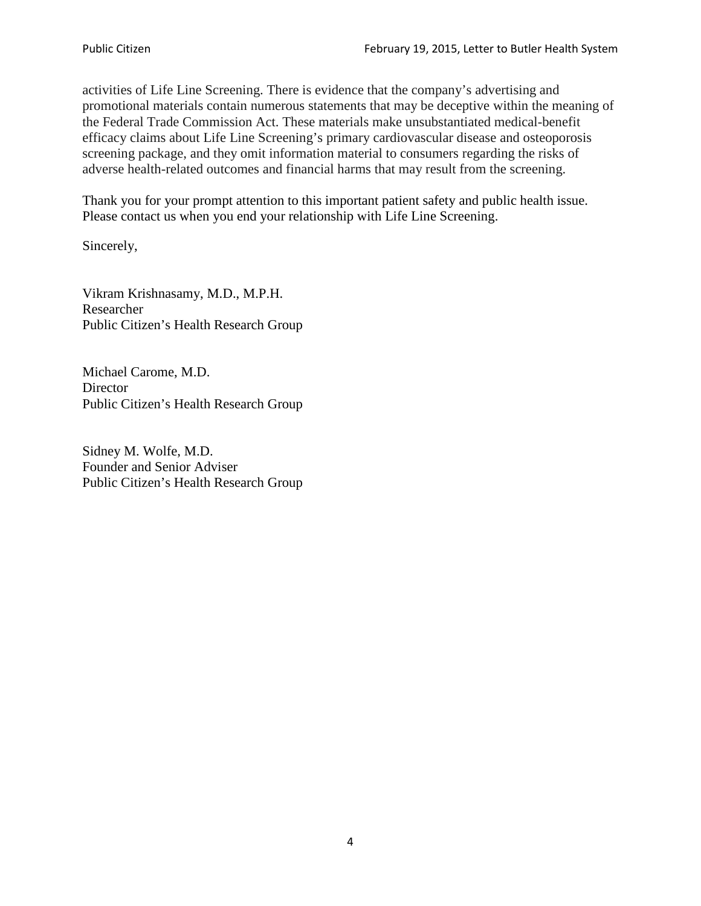activities of Life Line Screening. There is evidence that the company's advertising and promotional materials contain numerous statements that may be deceptive within the meaning of the Federal Trade Commission Act. These materials make unsubstantiated medical-benefit efficacy claims about Life Line Screening's primary cardiovascular disease and osteoporosis screening package, and they omit information material to consumers regarding the risks of adverse health-related outcomes and financial harms that may result from the screening.

Thank you for your prompt attention to this important patient safety and public health issue. Please contact us when you end your relationship with Life Line Screening.

Sincerely,

Vikram Krishnasamy, M.D., M.P.H.
Researcher
Public Citizen's Health Research Group

Michael Carome, M.D.
Director
Public Citizen's Health Research Group

Sidney M. Wolfe, M.D.
Founder and Senior Adviser
Public Citizen's Health Research Group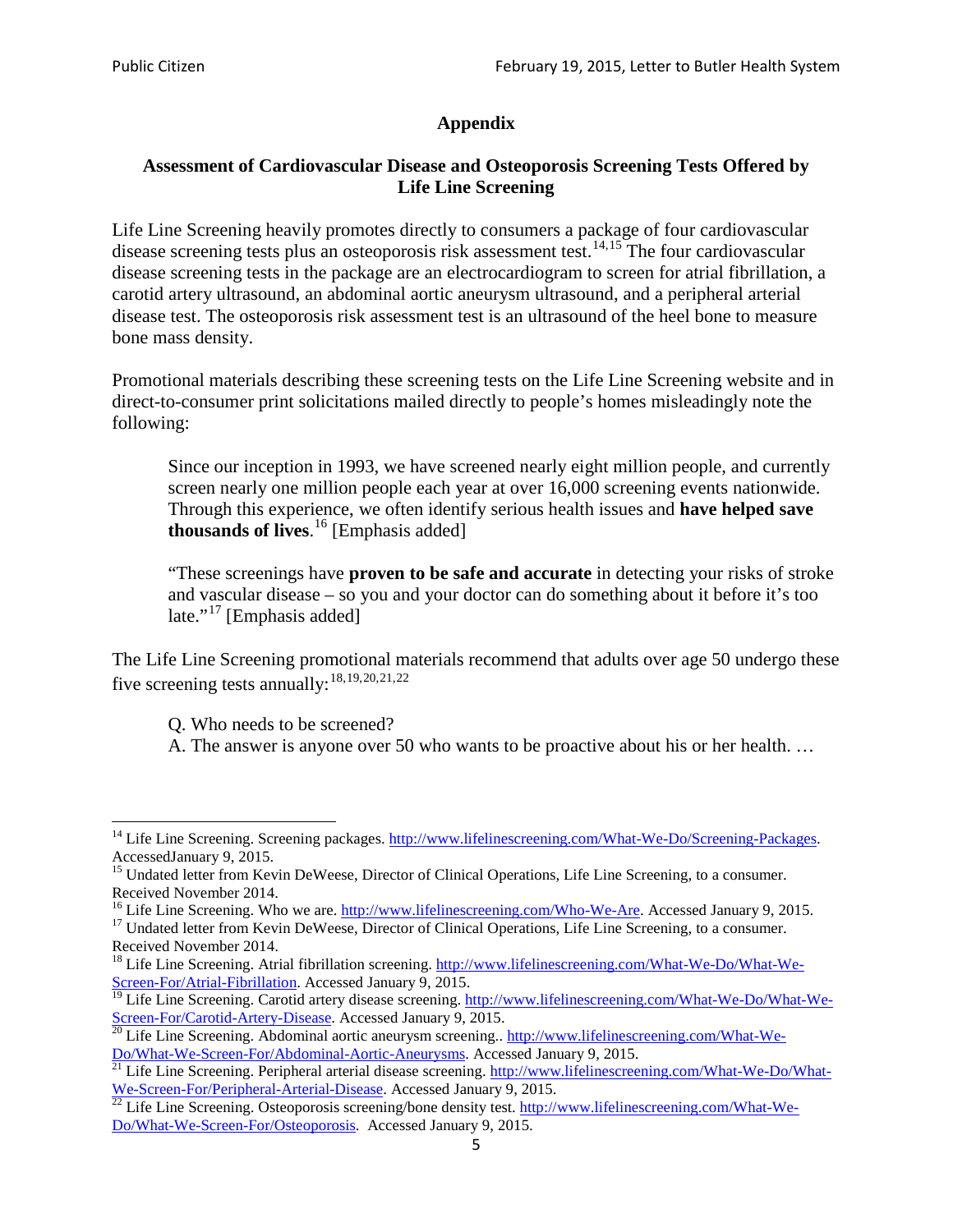## Appendix

### Assessment of Cardiovascular Disease and Osteoporosis Screening Tests Offered by Life Line Screening

Life Line Screening heavily promotes directly to consumers a package of four cardiovascular disease screening tests plus an osteoporosis risk assessment test.[14,15] The four cardiovascular disease screening tests in the package are an electrocardiogram to screen for atrial fibrillation, a carotid artery ultrasound, an abdominal aortic aneurysm ultrasound, and a peripheral arterial disease test. The osteoporosis risk assessment test is an ultrasound of the heel bone to measure bone mass density.

Promotional materials describing these screening tests on the Life Line Screening website and in direct-to-consumer print solicitations mailed directly to people's homes misleadingly note the following:

> Since our inception in 1993, we have screened nearly eight million people, and currently screen nearly one million people each year at over 16,000 screening events nationwide. Through this experience, we often identify serious health issues and **have helped save thousands of lives**.[16] [Emphasis added]
>
> "These screenings have **proven to be safe and accurate** in detecting your risks of stroke and vascular disease – so you and your doctor can do something about it before it's too late."[17] [Emphasis added]

The Life Line Screening promotional materials recommend that adults over age 50 undergo these five screening tests annually:[18,19,20,21,22]

> Q. Who needs to be screened?
> A. The answer is anyone over 50 who wants to be proactive about his or her health. …

---

[14] Life Line Screening. Screening packages. http://www.lifelinescreening.com/What-We-Do/Screening-Packages. AccessedJanuary 9, 2015.

[15] Undated letter from Kevin DeWeese, Director of Clinical Operations, Life Line Screening, to a consumer. Received November 2014.

[16] Life Line Screening. Who we are. http://www.lifelinescreening.com/Who-We-Are. Accessed January 9, 2015.

[17] Undated letter from Kevin DeWeese, Director of Clinical Operations, Life Line Screening, to a consumer. Received November 2014.

[18] Life Line Screening. Atrial fibrillation screening. http://www.lifelinescreening.com/What-We-Do/What-We-Screen-For/Atrial-Fibrillation. Accessed January 9, 2015.

[19] Life Line Screening. Carotid artery disease screening. http://www.lifelinescreening.com/What-We-Do/What-We-Screen-For/Carotid-Artery-Disease. Accessed January 9, 2015.

[20] Life Line Screening. Abdominal aortic aneurysm screening.. http://www.lifelinescreening.com/What-We-Do/What-We-Screen-For/Abdominal-Aortic-Aneurysms. Accessed January 9, 2015.

[21] Life Line Screening. Peripheral arterial disease screening. http://www.lifelinescreening.com/What-We-Do/What-We-Screen-For/Peripheral-Arterial-Disease. Accessed January 9, 2015.

[22] Life Line Screening. Osteoporosis screening/bone density test. http://www.lifelinescreening.com/What-We-Do/What-We-Screen-For/Osteoporosis. Accessed January 9, 2015.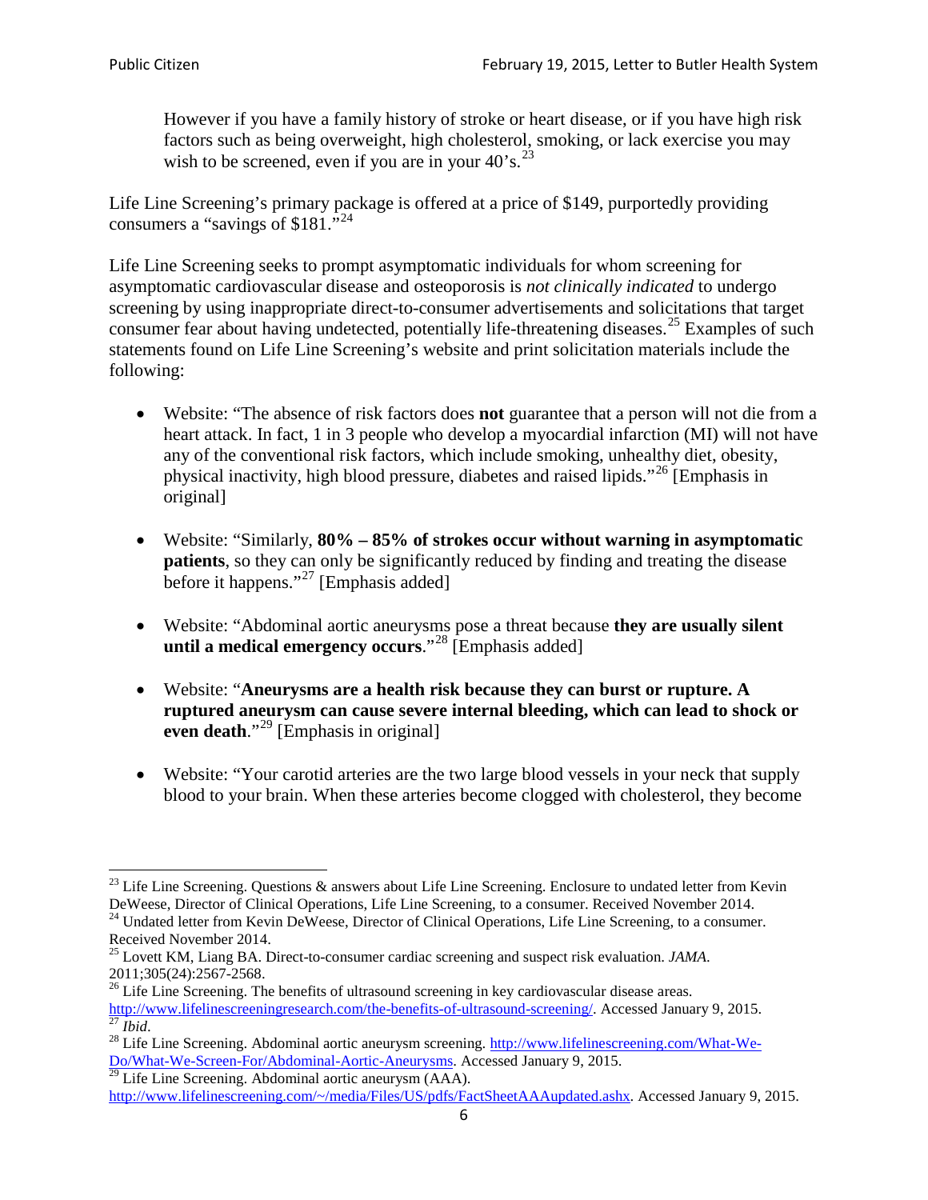> However if you have a family history of stroke or heart disease, or if you have high risk factors such as being overweight, high cholesterol, smoking, or lack exercise you may wish to be screened, even if you are in your 40's.[23]

Life Line Screening's primary package is offered at a price of $149, purportedly providing consumers a "savings of $181."[24]

Life Line Screening seeks to prompt asymptomatic individuals for whom screening for asymptomatic cardiovascular disease and osteoporosis is *not clinically indicated* to undergo screening by using inappropriate direct-to-consumer advertisements and solicitations that target consumer fear about having undetected, potentially life-threatening diseases.[25] Examples of such statements found on Life Line Screening's website and print solicitation materials include the following:

- Website: "The absence of risk factors does **not** guarantee that a person will not die from a heart attack. In fact, 1 in 3 people who develop a myocardial infarction (MI) will not have any of the conventional risk factors, which include smoking, unhealthy diet, obesity, physical inactivity, high blood pressure, diabetes and raised lipids."[26] [Emphasis in original]

- Website: "Similarly, **80% – 85% of strokes occur without warning in asymptomatic patients**, so they can only be significantly reduced by finding and treating the disease before it happens."[27] [Emphasis added]

- Website: "Abdominal aortic aneurysms pose a threat because **they are usually silent until a medical emergency occurs**."[28] [Emphasis added]

- Website: "**Aneurysms are a health risk because they can burst or rupture. A ruptured aneurysm can cause severe internal bleeding, which can lead to shock or even death**."[29] [Emphasis in original]

- Website: "Your carotid arteries are the two large blood vessels in your neck that supply blood to your brain. When these arteries become clogged with cholesterol, they become

---

[23] Life Line Screening. Questions & answers about Life Line Screening. Enclosure to undated letter from Kevin DeWeese, Director of Clinical Operations, Life Line Screening, to a consumer. Received November 2014.

[24] Undated letter from Kevin DeWeese, Director of Clinical Operations, Life Line Screening, to a consumer. Received November 2014.

[25] Lovett KM, Liang BA. Direct-to-consumer cardiac screening and suspect risk evaluation. *JAMA*. 2011;305(24):2567-2568.

[26] Life Line Screening. The benefits of ultrasound screening in key cardiovascular disease areas. http://www.lifelinescreeningresearch.com/the-benefits-of-ultrasound-screening/. Accessed January 9, 2015.

[27] *Ibid*.

[28] Life Line Screening. Abdominal aortic aneurysm screening. http://www.lifelinescreening.com/What-We-Do/What-We-Screen-For/Abdominal-Aortic-Aneurysms. Accessed January 9, 2015.

[29] Life Line Screening. Abdominal aortic aneurysm (AAA). http://www.lifelinescreening.com/~/media/Files/US/pdfs/FactSheetAAAupdated.ashx. Accessed January 9, 2015.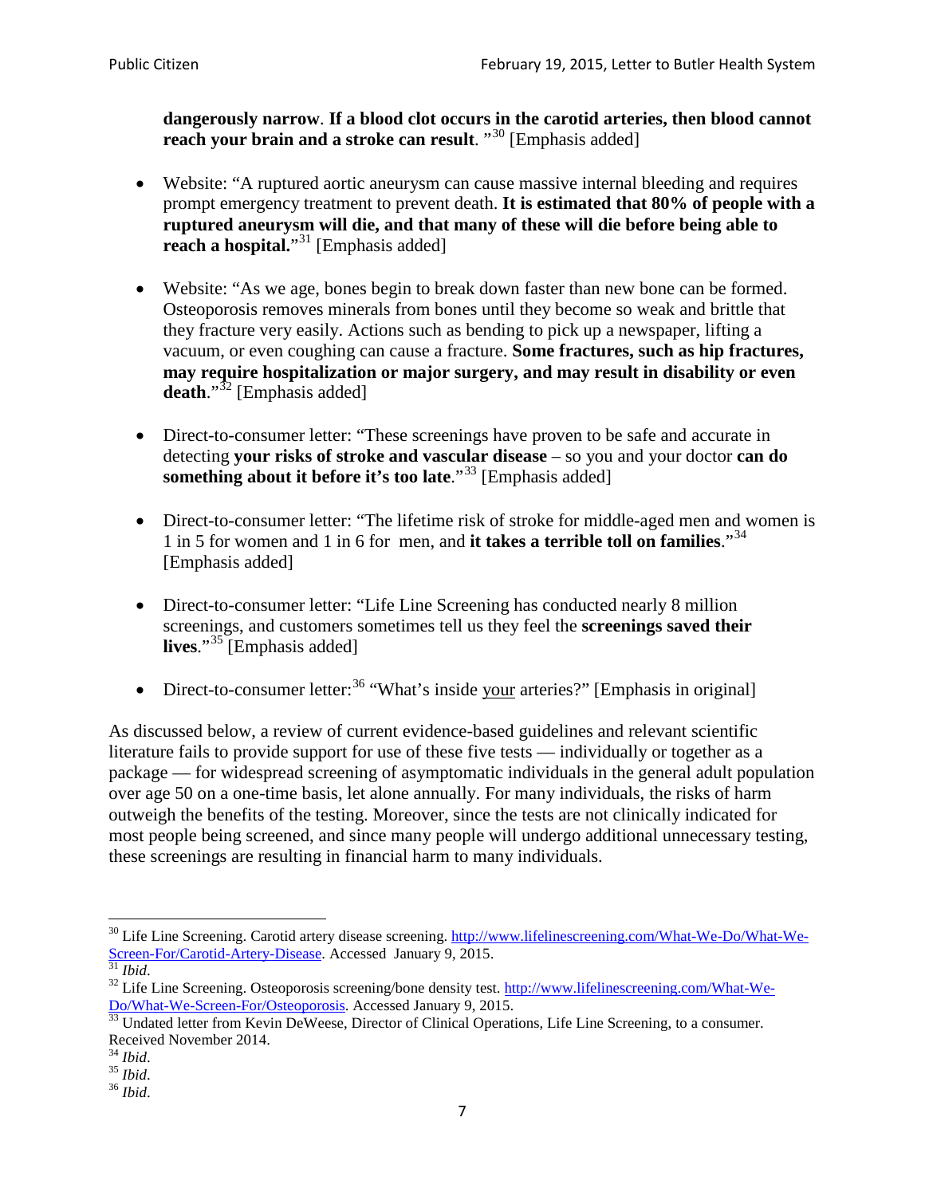**dangerously narrow**. **If a blood clot occurs in the carotid arteries, then blood cannot reach your brain and a stroke can result**. "[30] [Emphasis added]

- Website: "A ruptured aortic aneurysm can cause massive internal bleeding and requires prompt emergency treatment to prevent death. **It is estimated that 80% of people with a ruptured aneurysm will die, and that many of these will die before being able to reach a hospital.**"[31] [Emphasis added]

- Website: "As we age, bones begin to break down faster than new bone can be formed. Osteoporosis removes minerals from bones until they become so weak and brittle that they fracture very easily. Actions such as bending to pick up a newspaper, lifting a vacuum, or even coughing can cause a fracture. **Some fractures, such as hip fractures, may require hospitalization or major surgery, and may result in disability or even death**."[32] [Emphasis added]

- Direct-to-consumer letter: "These screenings have proven to be safe and accurate in detecting **your risks of stroke and vascular disease** – so you and your doctor **can do something about it before it's too late**."[33] [Emphasis added]

- Direct-to-consumer letter: "The lifetime risk of stroke for middle-aged men and women is 1 in 5 for women and 1 in 6 for men, and **it takes a terrible toll on families**."[34] [Emphasis added]

- Direct-to-consumer letter: "Life Line Screening has conducted nearly 8 million screenings, and customers sometimes tell us they feel the **screenings saved their lives**."[35] [Emphasis added]

- Direct-to-consumer letter:[36] "What's inside your arteries?" [Emphasis in original]

As discussed below, a review of current evidence-based guidelines and relevant scientific literature fails to provide support for use of these five tests — individually or together as a package — for widespread screening of asymptomatic individuals in the general adult population over age 50 on a one-time basis, let alone annually. For many individuals, the risks of harm outweigh the benefits of the testing. Moreover, since the tests are not clinically indicated for most people being screened, and since many people will undergo additional unnecessary testing, these screenings are resulting in financial harm to many individuals.

---

[30] Life Line Screening. Carotid artery disease screening. http://www.lifelinescreening.com/What-We-Do/What-We-Screen-For/Carotid-Artery-Disease. Accessed January 9, 2015.

[31] *Ibid*.

[32] Life Line Screening. Osteoporosis screening/bone density test. http://www.lifelinescreening.com/What-We-Do/What-We-Screen-For/Osteoporosis. Accessed January 9, 2015.

[33] Undated letter from Kevin DeWeese, Director of Clinical Operations, Life Line Screening, to a consumer. Received November 2014.

[34] *Ibid*.

[35] *Ibid*.

[36] *Ibid*.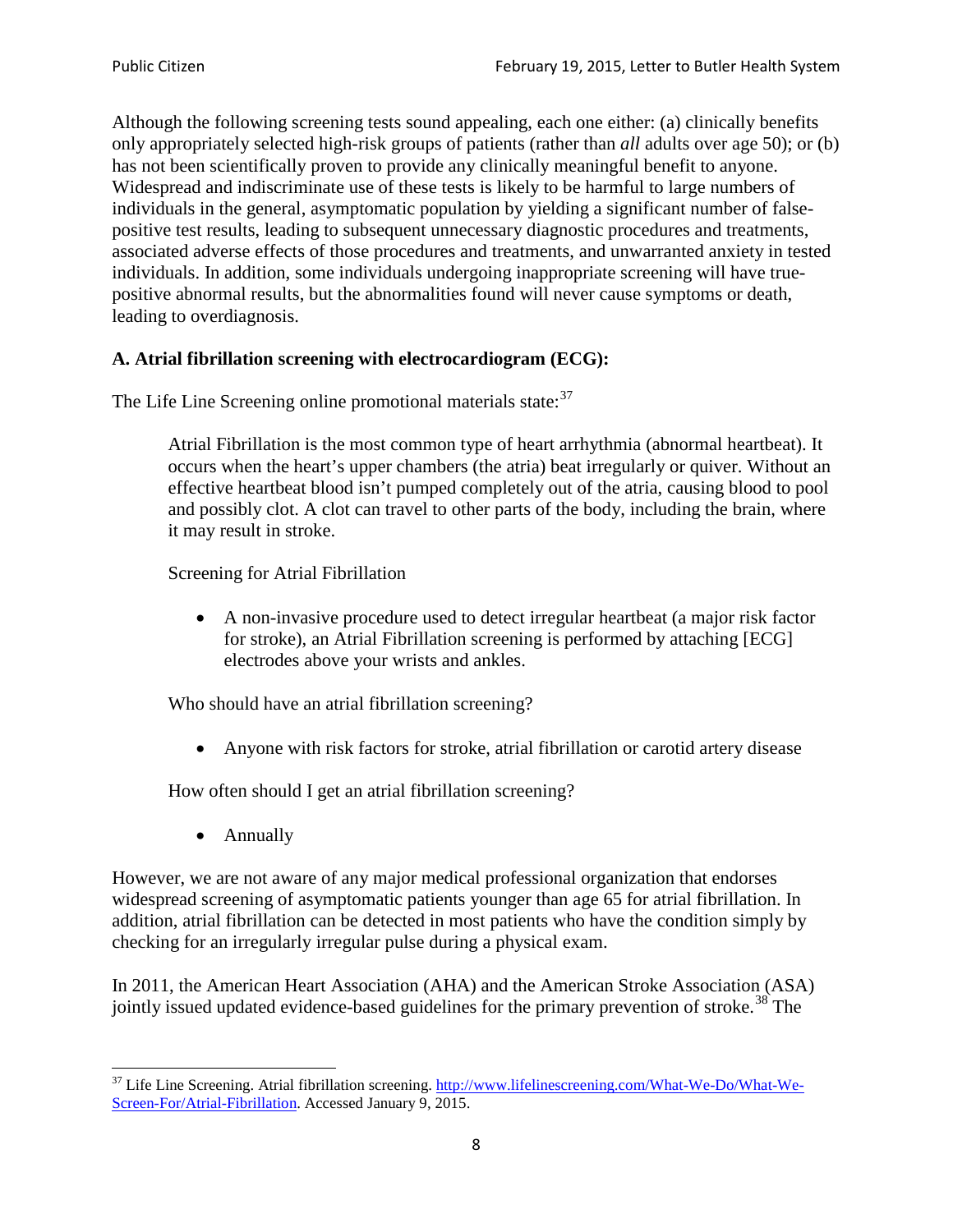Although the following screening tests sound appealing, each one either: (a) clinically benefits only appropriately selected high-risk groups of patients (rather than *all* adults over age 50); or (b) has not been scientifically proven to provide any clinically meaningful benefit to anyone. Widespread and indiscriminate use of these tests is likely to be harmful to large numbers of individuals in the general, asymptomatic population by yielding a significant number of false-positive test results, leading to subsequent unnecessary diagnostic procedures and treatments, associated adverse effects of those procedures and treatments, and unwarranted anxiety in tested individuals. In addition, some individuals undergoing inappropriate screening will have true-positive abnormal results, but the abnormalities found will never cause symptoms or death, leading to overdiagnosis.

**A. Atrial fibrillation screening with electrocardiogram (ECG):**

The Life Line Screening online promotional materials state:[37]

> Atrial Fibrillation is the most common type of heart arrhythmia (abnormal heartbeat). It occurs when the heart's upper chambers (the atria) beat irregularly or quiver. Without an effective heartbeat blood isn't pumped completely out of the atria, causing blood to pool and possibly clot. A clot can travel to other parts of the body, including the brain, where it may result in stroke.
>
> Screening for Atrial Fibrillation
>
> - A non-invasive procedure used to detect irregular heartbeat (a major risk factor for stroke), an Atrial Fibrillation screening is performed by attaching [ECG] electrodes above your wrists and ankles.
>
> Who should have an atrial fibrillation screening?
>
> - Anyone with risk factors for stroke, atrial fibrillation or carotid artery disease
>
> How often should I get an atrial fibrillation screening?
>
> - Annually

However, we are not aware of any major medical professional organization that endorses widespread screening of asymptomatic patients younger than age 65 for atrial fibrillation. In addition, atrial fibrillation can be detected in most patients who have the condition simply by checking for an irregularly irregular pulse during a physical exam.

In 2011, the American Heart Association (AHA) and the American Stroke Association (ASA) jointly issued updated evidence-based guidelines for the primary prevention of stroke.[38] The

---

[37] Life Line Screening. Atrial fibrillation screening. http://www.lifelinescreening.com/What-We-Do/What-We-Screen-For/Atrial-Fibrillation. Accessed January 9, 2015.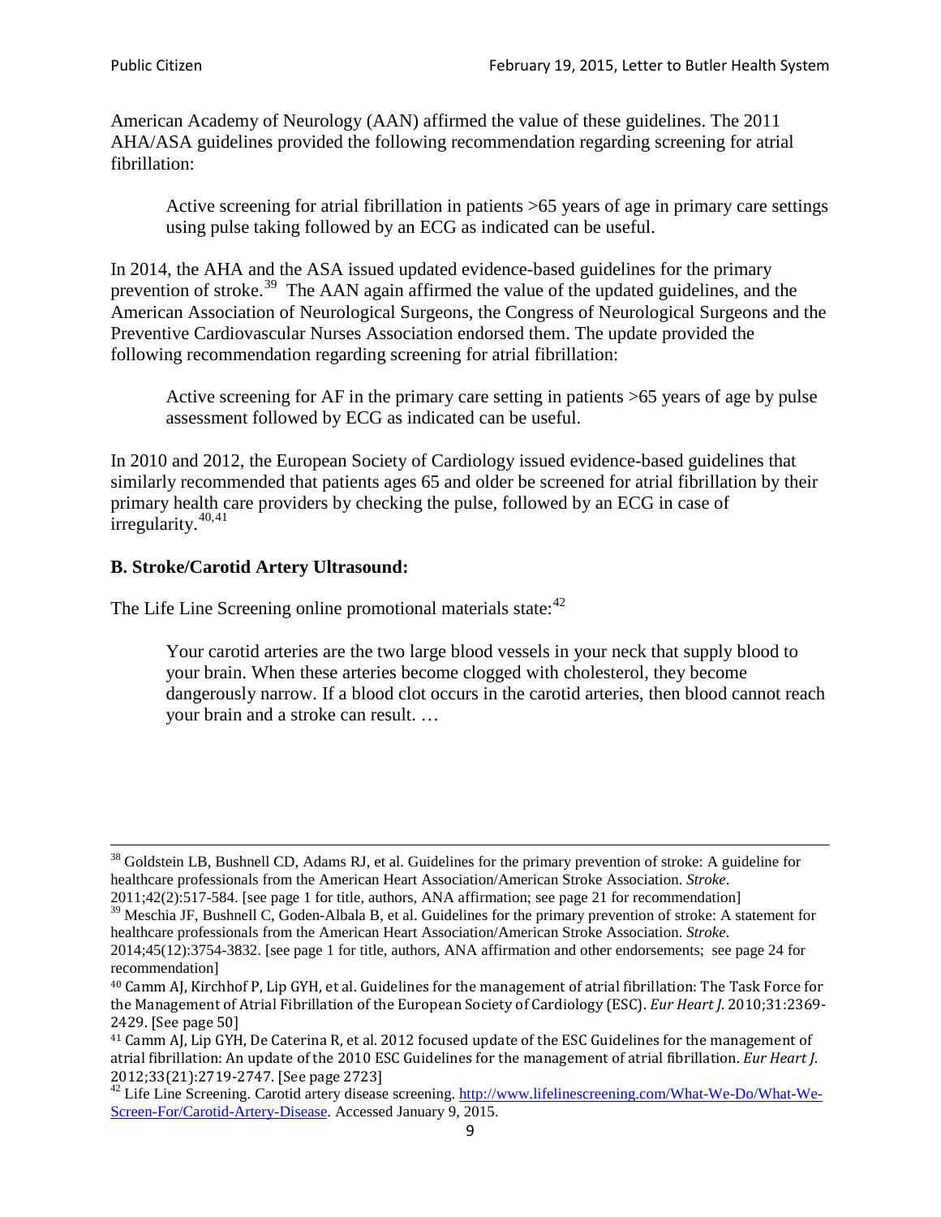American Academy of Neurology (AAN) affirmed the value of these guidelines. The 2011 AHA/ASA guidelines provided the following recommendation regarding screening for atrial fibrillation:

> Active screening for atrial fibrillation in patients >65 years of age in primary care settings using pulse taking followed by an ECG as indicated can be useful.

In 2014, the AHA and the ASA issued updated evidence-based guidelines for the primary prevention of stroke.[39] The AAN again affirmed the value of the updated guidelines, and the American Association of Neurological Surgeons, the Congress of Neurological Surgeons and the Preventive Cardiovascular Nurses Association endorsed them. The update provided the following recommendation regarding screening for atrial fibrillation:

> Active screening for AF in the primary care setting in patients >65 years of age by pulse assessment followed by ECG as indicated can be useful.

In 2010 and 2012, the European Society of Cardiology issued evidence-based guidelines that similarly recommended that patients ages 65 and older be screened for atrial fibrillation by their primary health care providers by checking the pulse, followed by an ECG in case of irregularity.[40,41]

### B. Stroke/Carotid Artery Ultrasound:

The Life Line Screening online promotional materials state:[42]

> Your carotid arteries are the two large blood vessels in your neck that supply blood to your brain. When these arteries become clogged with cholesterol, they become dangerously narrow. If a blood clot occurs in the carotid arteries, then blood cannot reach your brain and a stroke can result. …

---

[38] Goldstein LB, Bushnell CD, Adams RJ, et al. Guidelines for the primary prevention of stroke: A guideline for healthcare professionals from the American Heart Association/American Stroke Association. *Stroke*. 2011;42(2):517-584. [see page 1 for title, authors, ANA affirmation; see page 21 for recommendation]

[39] Meschia JF, Bushnell C, Goden-Albala B, et al. Guidelines for the primary prevention of stroke: A statement for healthcare professionals from the American Heart Association/American Stroke Association. *Stroke*. 2014;45(12):3754-3832. [see page 1 for title, authors, ANA affirmation and other endorsements; see page 24 for recommendation]

[40] Camm AJ, Kirchhof P, Lip GYH, et al. Guidelines for the management of atrial fibrillation: The Task Force for the Management of Atrial Fibrillation of the European Society of Cardiology (ESC). *Eur Heart J*. 2010;31:2369-2429. [See page 50]

[41] Camm AJ, Lip GYH, De Caterina R, et al. 2012 focused update of the ESC Guidelines for the management of atrial fibrillation: An update of the 2010 ESC Guidelines for the management of atrial fibrillation. *Eur Heart J*. 2012;33(21):2719-2747. [See page 2723]

[42] Life Line Screening. Carotid artery disease screening. http://www.lifelinescreening.com/What-We-Do/What-We-Screen-For/Carotid-Artery-Disease. Accessed January 9, 2015.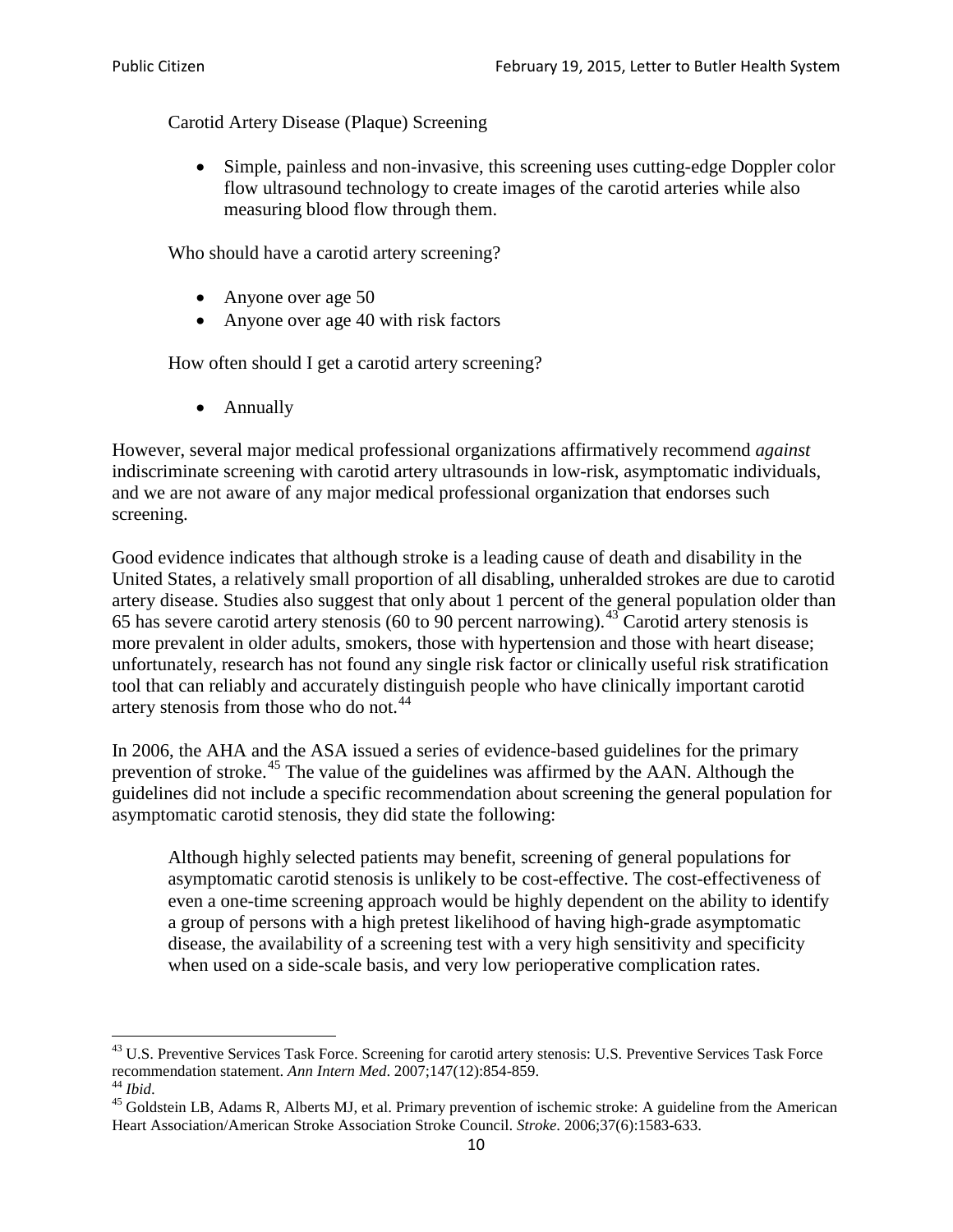Carotid Artery Disease (Plaque) Screening

- Simple, painless and non-invasive, this screening uses cutting-edge Doppler color flow ultrasound technology to create images of the carotid arteries while also measuring blood flow through them.

Who should have a carotid artery screening?

- Anyone over age 50
- Anyone over age 40 with risk factors

How often should I get a carotid artery screening?

- Annually

However, several major medical professional organizations affirmatively recommend *against* indiscriminate screening with carotid artery ultrasounds in low-risk, asymptomatic individuals, and we are not aware of any major medical professional organization that endorses such screening.

Good evidence indicates that although stroke is a leading cause of death and disability in the United States, a relatively small proportion of all disabling, unheralded strokes are due to carotid artery disease. Studies also suggest that only about 1 percent of the general population older than 65 has severe carotid artery stenosis (60 to 90 percent narrowing).[43] Carotid artery stenosis is more prevalent in older adults, smokers, those with hypertension and those with heart disease; unfortunately, research has not found any single risk factor or clinically useful risk stratification tool that can reliably and accurately distinguish people who have clinically important carotid artery stenosis from those who do not.[44]

In 2006, the AHA and the ASA issued a series of evidence-based guidelines for the primary prevention of stroke.[45] The value of the guidelines was affirmed by the AAN. Although the guidelines did not include a specific recommendation about screening the general population for asymptomatic carotid stenosis, they did state the following:

> Although highly selected patients may benefit, screening of general populations for asymptomatic carotid stenosis is unlikely to be cost-effective. The cost-effectiveness of even a one-time screening approach would be highly dependent on the ability to identify a group of persons with a high pretest likelihood of having high-grade asymptomatic disease, the availability of a screening test with a very high sensitivity and specificity when used on a side-scale basis, and very low perioperative complication rates.

[43] U.S. Preventive Services Task Force. Screening for carotid artery stenosis: U.S. Preventive Services Task Force recommendation statement. *Ann Intern Med*. 2007;147(12):854-859.

[44] *Ibid*.

[45] Goldstein LB, Adams R, Alberts MJ, et al. Primary prevention of ischemic stroke: A guideline from the American Heart Association/American Stroke Association Stroke Council. *Stroke*. 2006;37(6):1583-633.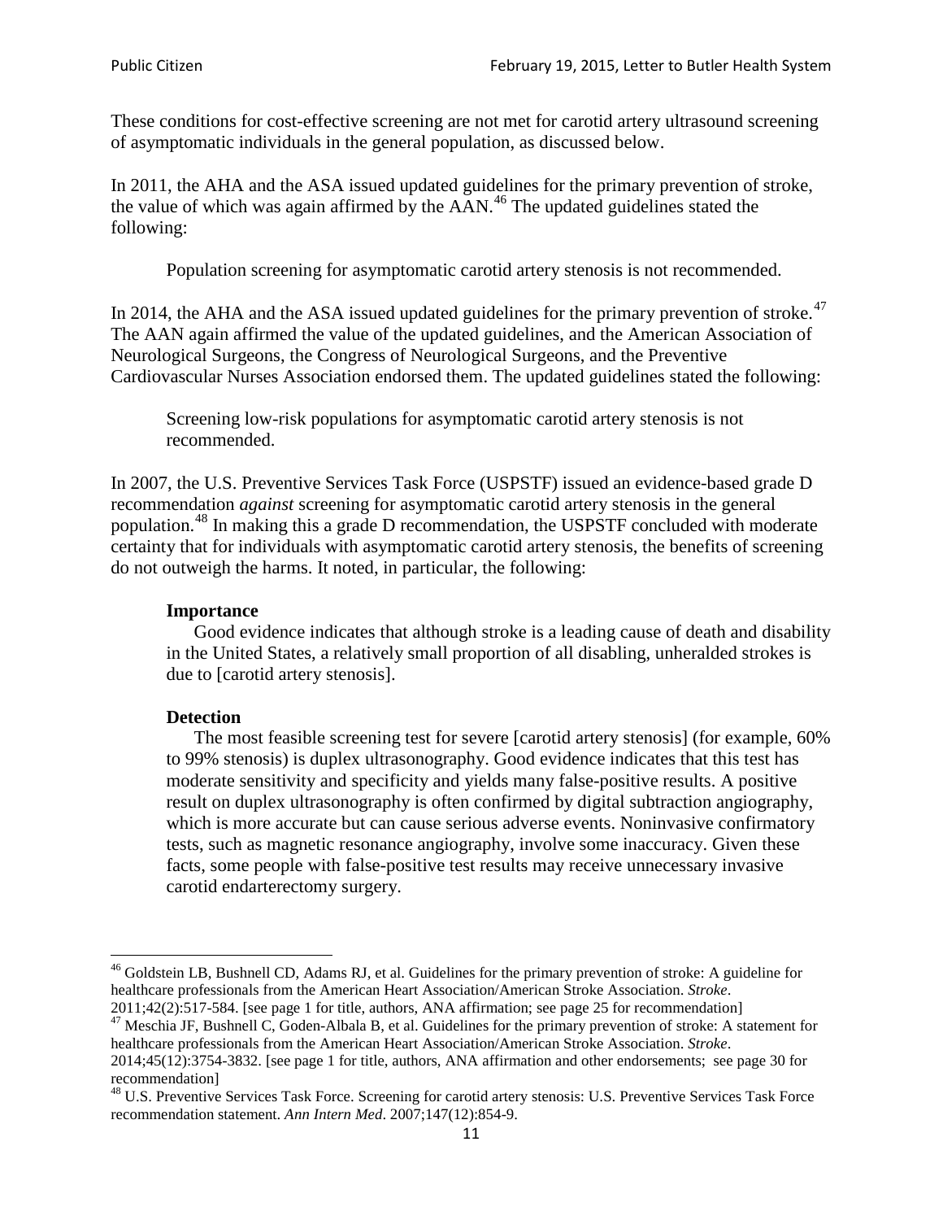These conditions for cost-effective screening are not met for carotid artery ultrasound screening of asymptomatic individuals in the general population, as discussed below.

In 2011, the AHA and the ASA issued updated guidelines for the primary prevention of stroke, the value of which was again affirmed by the AAN.[46] The updated guidelines stated the following:

> Population screening for asymptomatic carotid artery stenosis is not recommended.

In 2014, the AHA and the ASA issued updated guidelines for the primary prevention of stroke.[47] The AAN again affirmed the value of the updated guidelines, and the American Association of Neurological Surgeons, the Congress of Neurological Surgeons, and the Preventive Cardiovascular Nurses Association endorsed them. The updated guidelines stated the following:

> Screening low-risk populations for asymptomatic carotid artery stenosis is not recommended.

In 2007, the U.S. Preventive Services Task Force (USPSTF) issued an evidence-based grade D recommendation *against* screening for asymptomatic carotid artery stenosis in the general population.[48] In making this a grade D recommendation, the USPSTF concluded with moderate certainty that for individuals with asymptomatic carotid artery stenosis, the benefits of screening do not outweigh the harms. It noted, in particular, the following:

> **Importance**
>
> Good evidence indicates that although stroke is a leading cause of death and disability in the United States, a relatively small proportion of all disabling, unheralded strokes is due to [carotid artery stenosis].
>
> **Detection**
>
> The most feasible screening test for severe [carotid artery stenosis] (for example, 60% to 99% stenosis) is duplex ultrasonography. Good evidence indicates that this test has moderate sensitivity and specificity and yields many false-positive results. A positive result on duplex ultrasonography is often confirmed by digital subtraction angiography, which is more accurate but can cause serious adverse events. Noninvasive confirmatory tests, such as magnetic resonance angiography, involve some inaccuracy. Given these facts, some people with false-positive test results may receive unnecessary invasive carotid endarterectomy surgery.

---

[46] Goldstein LB, Bushnell CD, Adams RJ, et al. Guidelines for the primary prevention of stroke: A guideline for healthcare professionals from the American Heart Association/American Stroke Association. *Stroke*. 2011;42(2):517-584. [see page 1 for title, authors, ANA affirmation; see page 25 for recommendation]

[47] Meschia JF, Bushnell C, Goden-Albala B, et al. Guidelines for the primary prevention of stroke: A statement for healthcare professionals from the American Heart Association/American Stroke Association. *Stroke*. 2014;45(12):3754-3832. [see page 1 for title, authors, ANA affirmation and other endorsements; see page 30 for recommendation]

[48] U.S. Preventive Services Task Force. Screening for carotid artery stenosis: U.S. Preventive Services Task Force recommendation statement. *Ann Intern Med*. 2007;147(12):854-9.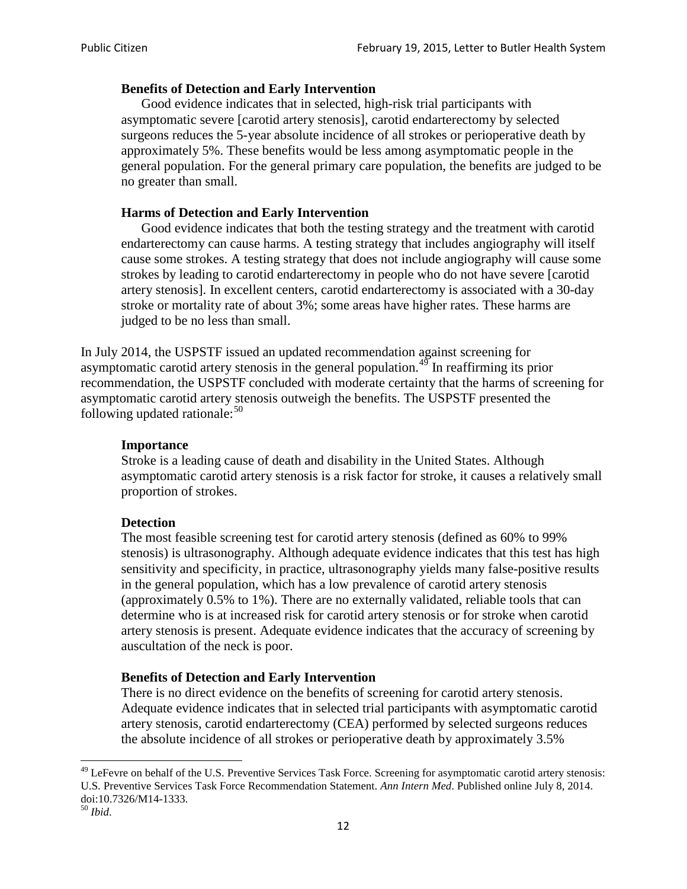> **Benefits of Detection and Early Intervention**
> Good evidence indicates that in selected, high-risk trial participants with asymptomatic severe [carotid artery stenosis], carotid endarterectomy by selected surgeons reduces the 5-year absolute incidence of all strokes or perioperative death by approximately 5%. These benefits would be less among asymptomatic people in the general population. For the general primary care population, the benefits are judged to be no greater than small.
>
> **Harms of Detection and Early Intervention**
> Good evidence indicates that both the testing strategy and the treatment with carotid endarterectomy can cause harms. A testing strategy that includes angiography will itself cause some strokes. A testing strategy that does not include angiography will cause some strokes by leading to carotid endarterectomy in people who do not have severe [carotid artery stenosis]. In excellent centers, carotid endarterectomy is associated with a 30-day stroke or mortality rate of about 3%; some areas have higher rates. These harms are judged to be no less than small.

In July 2014, the USPSTF issued an updated recommendation against screening for asymptomatic carotid artery stenosis in the general population.[49] In reaffirming its prior recommendation, the USPSTF concluded with moderate certainty that the harms of screening for asymptomatic carotid artery stenosis outweigh the benefits. The USPSTF presented the following updated rationale:[50]

> **Importance**
> Stroke is a leading cause of death and disability in the United States. Although asymptomatic carotid artery stenosis is a risk factor for stroke, it causes a relatively small proportion of strokes.
>
> **Detection**
> The most feasible screening test for carotid artery stenosis (defined as 60% to 99% stenosis) is ultrasonography. Although adequate evidence indicates that this test has high sensitivity and specificity, in practice, ultrasonography yields many false-positive results in the general population, which has a low prevalence of carotid artery stenosis (approximately 0.5% to 1%). There are no externally validated, reliable tools that can determine who is at increased risk for carotid artery stenosis or for stroke when carotid artery stenosis is present. Adequate evidence indicates that the accuracy of screening by auscultation of the neck is poor.
>
> **Benefits of Detection and Early Intervention**
> There is no direct evidence on the benefits of screening for carotid artery stenosis. Adequate evidence indicates that in selected trial participants with asymptomatic carotid artery stenosis, carotid endarterectomy (CEA) performed by selected surgeons reduces the absolute incidence of all strokes or perioperative death by approximately 3.5%

---

[49] LeFevre on behalf of the U.S. Preventive Services Task Force. Screening for asymptomatic carotid artery stenosis: U.S. Preventive Services Task Force Recommendation Statement. *Ann Intern Med*. Published online July 8, 2014. doi:10.7326/M14-1333.

[50] *Ibid*.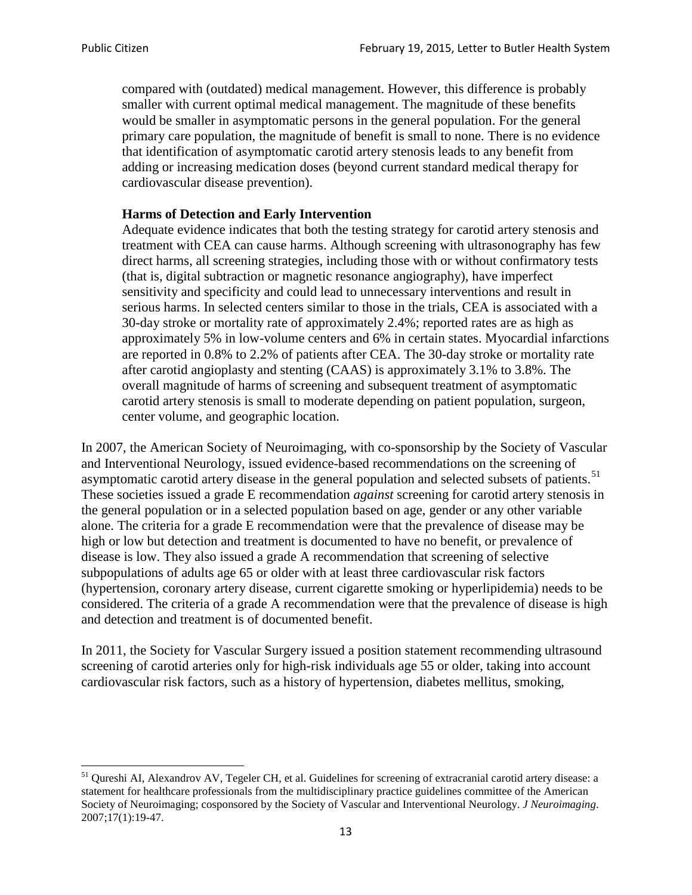compared with (outdated) medical management. However, this difference is probably smaller with current optimal medical management. The magnitude of these benefits would be smaller in asymptomatic persons in the general population. For the general primary care population, the magnitude of benefit is small to none. There is no evidence that identification of asymptomatic carotid artery stenosis leads to any benefit from adding or increasing medication doses (beyond current standard medical therapy for cardiovascular disease prevention).

> **Harms of Detection and Early Intervention**
> Adequate evidence indicates that both the testing strategy for carotid artery stenosis and treatment with CEA can cause harms. Although screening with ultrasonography has few direct harms, all screening strategies, including those with or without confirmatory tests (that is, digital subtraction or magnetic resonance angiography), have imperfect sensitivity and specificity and could lead to unnecessary interventions and result in serious harms. In selected centers similar to those in the trials, CEA is associated with a 30-day stroke or mortality rate of approximately 2.4%; reported rates are as high as approximately 5% in low-volume centers and 6% in certain states. Myocardial infarctions are reported in 0.8% to 2.2% of patients after CEA. The 30-day stroke or mortality rate after carotid angioplasty and stenting (CAAS) is approximately 3.1% to 3.8%. The overall magnitude of harms of screening and subsequent treatment of asymptomatic carotid artery stenosis is small to moderate depending on patient population, surgeon, center volume, and geographic location.

In 2007, the American Society of Neuroimaging, with co-sponsorship by the Society of Vascular and Interventional Neurology, issued evidence-based recommendations on the screening of asymptomatic carotid artery disease in the general population and selected subsets of patients.[51] These societies issued a grade E recommendation *against* screening for carotid artery stenosis in the general population or in a selected population based on age, gender or any other variable alone. The criteria for a grade E recommendation were that the prevalence of disease may be high or low but detection and treatment is documented to have no benefit, or prevalence of disease is low. They also issued a grade A recommendation that screening of selective subpopulations of adults age 65 or older with at least three cardiovascular risk factors (hypertension, coronary artery disease, current cigarette smoking or hyperlipidemia) needs to be considered. The criteria of a grade A recommendation were that the prevalence of disease is high and detection and treatment is of documented benefit.

In 2011, the Society for Vascular Surgery issued a position statement recommending ultrasound screening of carotid arteries only for high-risk individuals age 55 or older, taking into account cardiovascular risk factors, such as a history of hypertension, diabetes mellitus, smoking,

---

[51] Qureshi AI, Alexandrov AV, Tegeler CH, et al. Guidelines for screening of extracranial carotid artery disease: a statement for healthcare professionals from the multidisciplinary practice guidelines committee of the American Society of Neuroimaging; cosponsored by the Society of Vascular and Interventional Neurology. *J Neuroimaging*. 2007;17(1):19-47.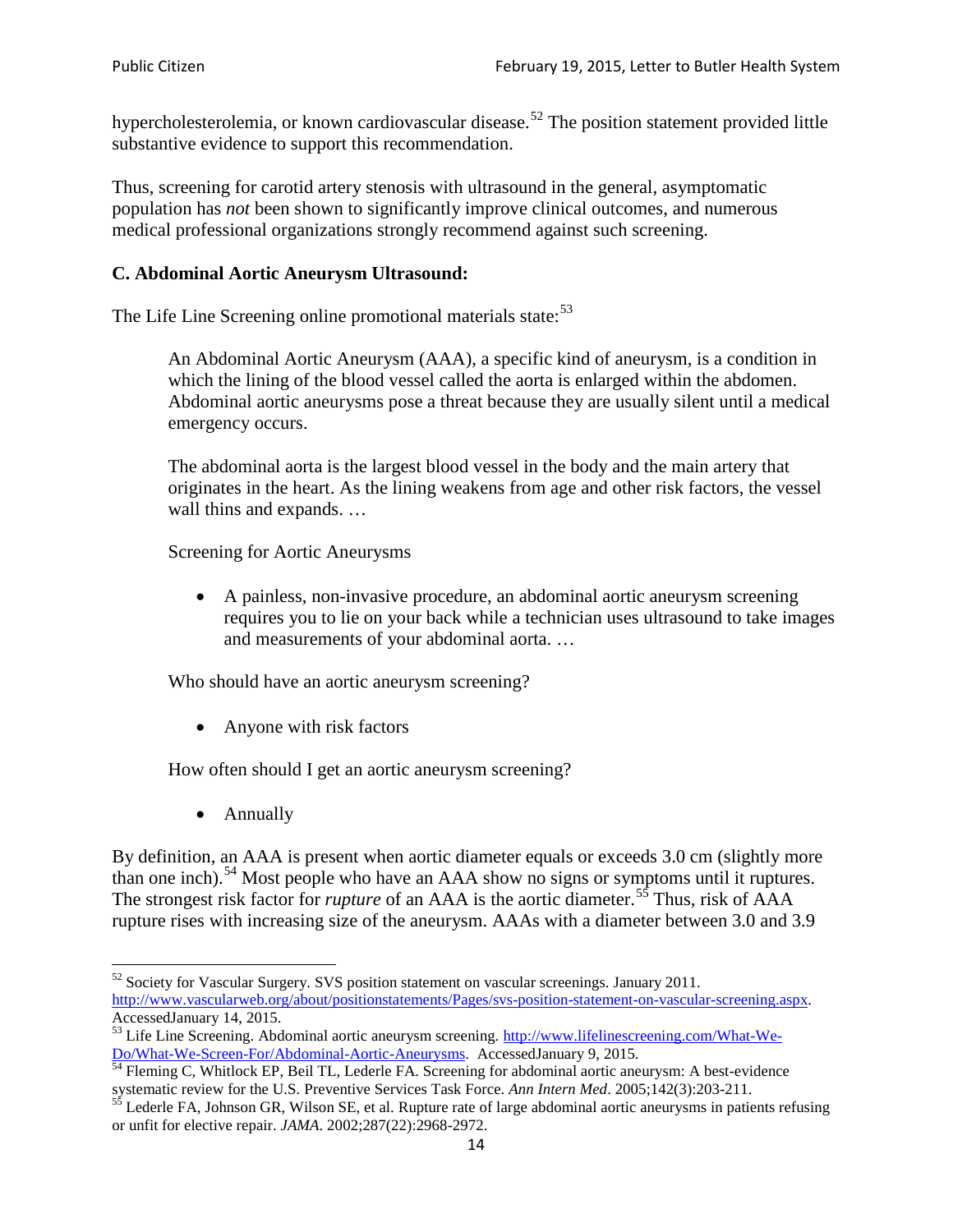hypercholesterolemia, or known cardiovascular disease.[52] The position statement provided little substantive evidence to support this recommendation.

Thus, screening for carotid artery stenosis with ultrasound in the general, asymptomatic population has *not* been shown to significantly improve clinical outcomes, and numerous medical professional organizations strongly recommend against such screening.

### C. Abdominal Aortic Aneurysm Ultrasound:

The Life Line Screening online promotional materials state:[53]

> An Abdominal Aortic Aneurysm (AAA), a specific kind of aneurysm, is a condition in which the lining of the blood vessel called the aorta is enlarged within the abdomen. Abdominal aortic aneurysms pose a threat because they are usually silent until a medical emergency occurs.
>
> The abdominal aorta is the largest blood vessel in the body and the main artery that originates in the heart. As the lining weakens from age and other risk factors, the vessel wall thins and expands. …
>
> Screening for Aortic Aneurysms
>
> - A painless, non-invasive procedure, an abdominal aortic aneurysm screening requires you to lie on your back while a technician uses ultrasound to take images and measurements of your abdominal aorta. …
>
> Who should have an aortic aneurysm screening?
>
> - Anyone with risk factors
>
> How often should I get an aortic aneurysm screening?
>
> - Annually

By definition, an AAA is present when aortic diameter equals or exceeds 3.0 cm (slightly more than one inch).[54] Most people who have an AAA show no signs or symptoms until it ruptures. The strongest risk factor for *rupture* of an AAA is the aortic diameter.[55] Thus, risk of AAA rupture rises with increasing size of the aneurysm. AAAs with a diameter between 3.0 and 3.9

---

[52] Society for Vascular Surgery. SVS position statement on vascular screenings. January 2011. http://www.vascularweb.org/about/positionstatements/Pages/svs-position-statement-on-vascular-screening.aspx. AccessedJanuary 14, 2015.

[53] Life Line Screening. Abdominal aortic aneurysm screening. http://www.lifelinescreening.com/What-We-Do/What-We-Screen-For/Abdominal-Aortic-Aneurysms. AccessedJanuary 9, 2015.

[54] Fleming C, Whitlock EP, Beil TL, Lederle FA. Screening for abdominal aortic aneurysm: A best-evidence systematic review for the U.S. Preventive Services Task Force. *Ann Intern Med*. 2005;142(3):203-211.

[55] Lederle FA, Johnson GR, Wilson SE, et al. Rupture rate of large abdominal aortic aneurysms in patients refusing or unfit for elective repair. *JAMA*. 2002;287(22):2968-2972.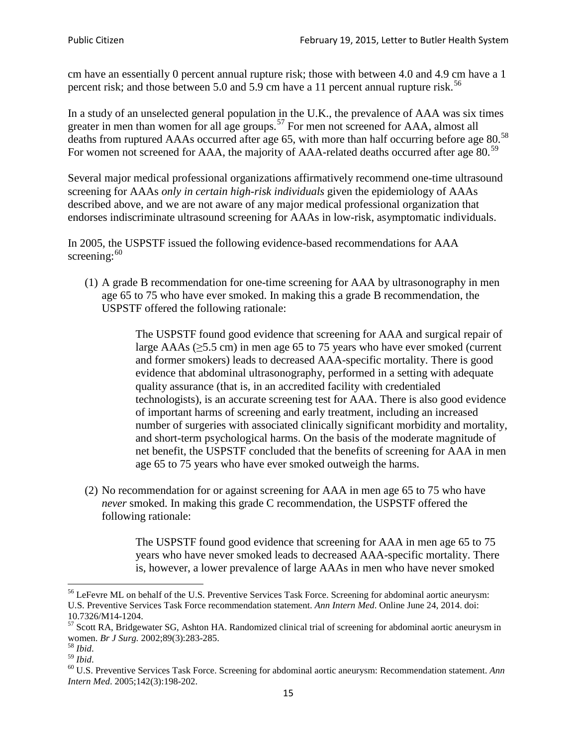cm have an essentially 0 percent annual rupture risk; those with between 4.0 and 4.9 cm have a 1 percent risk; and those between 5.0 and 5.9 cm have a 11 percent annual rupture risk.[56]

In a study of an unselected general population in the U.K., the prevalence of AAA was six times greater in men than women for all age groups.[57] For men not screened for AAA, almost all deaths from ruptured AAAs occurred after age 65, with more than half occurring before age 80.[58] For women not screened for AAA, the majority of AAA-related deaths occurred after age 80.[59]

Several major medical professional organizations affirmatively recommend one-time ultrasound screening for AAAs *only in certain high-risk individuals* given the epidemiology of AAAs described above, and we are not aware of any major medical professional organization that endorses indiscriminate ultrasound screening for AAAs in low-risk, asymptomatic individuals.

In 2005, the USPSTF issued the following evidence-based recommendations for AAA screening:[60]

(1) A grade B recommendation for one-time screening for AAA by ultrasonography in men age 65 to 75 who have ever smoked. In making this a grade B recommendation, the USPSTF offered the following rationale:

> The USPSTF found good evidence that screening for AAA and surgical repair of large AAAs (≥5.5 cm) in men age 65 to 75 years who have ever smoked (current and former smokers) leads to decreased AAA-specific mortality. There is good evidence that abdominal ultrasonography, performed in a setting with adequate quality assurance (that is, in an accredited facility with credentialed technologists), is an accurate screening test for AAA. There is also good evidence of important harms of screening and early treatment, including an increased number of surgeries with associated clinically significant morbidity and mortality, and short-term psychological harms. On the basis of the moderate magnitude of net benefit, the USPSTF concluded that the benefits of screening for AAA in men age 65 to 75 years who have ever smoked outweigh the harms.

(2) No recommendation for or against screening for AAA in men age 65 to 75 who have *never* smoked. In making this grade C recommendation, the USPSTF offered the following rationale:

> The USPSTF found good evidence that screening for AAA in men age 65 to 75 years who have never smoked leads to decreased AAA-specific mortality. There is, however, a lower prevalence of large AAAs in men who have never smoked

---

[56] LeFevre ML on behalf of the U.S. Preventive Services Task Force. Screening for abdominal aortic aneurysm: U.S. Preventive Services Task Force recommendation statement. *Ann Intern Med*. Online June 24, 2014. doi: 10.7326/M14-1204.

[57] Scott RA, Bridgewater SG, Ashton HA. Randomized clinical trial of screening for abdominal aortic aneurysm in women. *Br J Surg.* 2002;89(3):283-285.

[58] *Ibid*.

[59] *Ibid*.

[60] U.S. Preventive Services Task Force. Screening for abdominal aortic aneurysm: Recommendation statement. *Ann Intern Med*. 2005;142(3):198-202.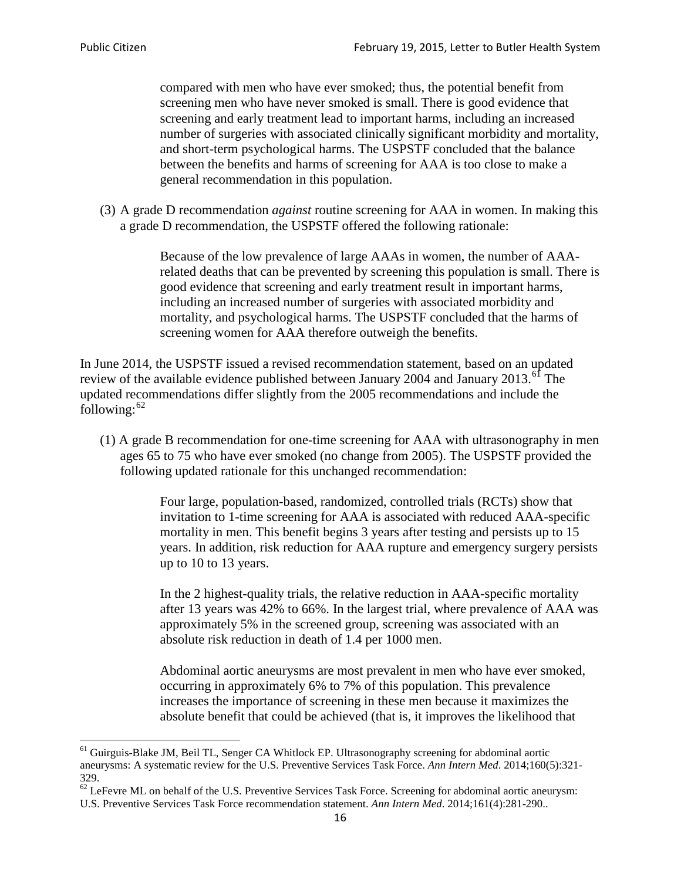> compared with men who have ever smoked; thus, the potential benefit from screening men who have never smoked is small. There is good evidence that screening and early treatment lead to important harms, including an increased number of surgeries with associated clinically significant morbidity and mortality, and short-term psychological harms. The USPSTF concluded that the balance between the benefits and harms of screening for AAA is too close to make a general recommendation in this population.

(3) A grade D recommendation *against* routine screening for AAA in women. In making this a grade D recommendation, the USPSTF offered the following rationale:

> Because of the low prevalence of large AAAs in women, the number of AAA-related deaths that can be prevented by screening this population is small. There is good evidence that screening and early treatment result in important harms, including an increased number of surgeries with associated morbidity and mortality, and psychological harms. The USPSTF concluded that the harms of screening women for AAA therefore outweigh the benefits.

In June 2014, the USPSTF issued a revised recommendation statement, based on an updated review of the available evidence published between January 2004 and January 2013.[61] The updated recommendations differ slightly from the 2005 recommendations and include the following:[62]

(1) A grade B recommendation for one-time screening for AAA with ultrasonography in men ages 65 to 75 who have ever smoked (no change from 2005). The USPSTF provided the following updated rationale for this unchanged recommendation:

> Four large, population-based, randomized, controlled trials (RCTs) show that invitation to 1-time screening for AAA is associated with reduced AAA-specific mortality in men. This benefit begins 3 years after testing and persists up to 15 years. In addition, risk reduction for AAA rupture and emergency surgery persists up to 10 to 13 years.
>
> In the 2 highest-quality trials, the relative reduction in AAA-specific mortality after 13 years was 42% to 66%. In the largest trial, where prevalence of AAA was approximately 5% in the screened group, screening was associated with an absolute risk reduction in death of 1.4 per 1000 men.
>
> Abdominal aortic aneurysms are most prevalent in men who have ever smoked, occurring in approximately 6% to 7% of this population. This prevalence increases the importance of screening in these men because it maximizes the absolute benefit that could be achieved (that is, it improves the likelihood that

---

[61] Guirguis-Blake JM, Beil TL, Senger CA Whitlock EP. Ultrasonography screening for abdominal aortic aneurysms: A systematic review for the U.S. Preventive Services Task Force. *Ann Intern Med*. 2014;160(5):321-329.

[62] LeFevre ML on behalf of the U.S. Preventive Services Task Force. Screening for abdominal aortic aneurysm: U.S. Preventive Services Task Force recommendation statement. *Ann Intern Med*. 2014;161(4):281-290..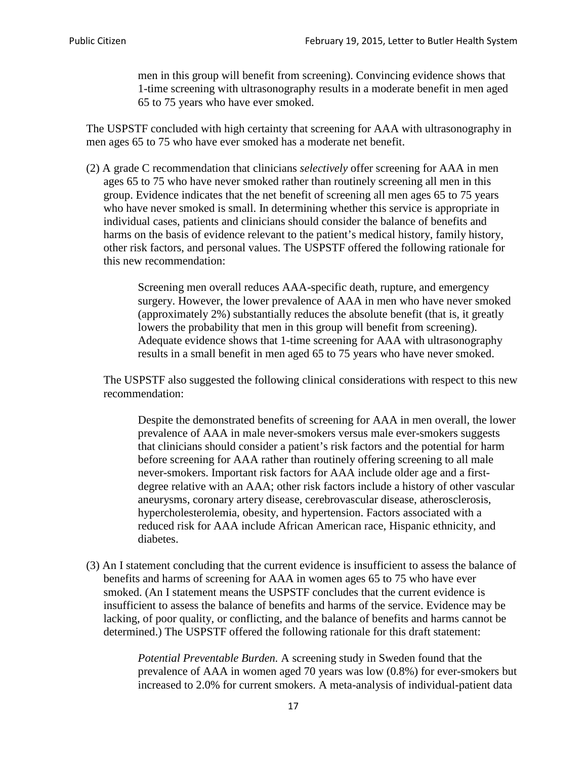> men in this group will benefit from screening). Convincing evidence shows that 1-time screening with ultrasonography results in a moderate benefit in men aged 65 to 75 years who have ever smoked.

The USPSTF concluded with high certainty that screening for AAA with ultrasonography in men ages 65 to 75 who have ever smoked has a moderate net benefit.

(2) A grade C recommendation that clinicians *selectively* offer screening for AAA in men ages 65 to 75 who have never smoked rather than routinely screening all men in this group. Evidence indicates that the net benefit of screening all men ages 65 to 75 years who have never smoked is small. In determining whether this service is appropriate in individual cases, patients and clinicians should consider the balance of benefits and harms on the basis of evidence relevant to the patient's medical history, family history, other risk factors, and personal values. The USPSTF offered the following rationale for this new recommendation:

> Screening men overall reduces AAA-specific death, rupture, and emergency surgery. However, the lower prevalence of AAA in men who have never smoked (approximately 2%) substantially reduces the absolute benefit (that is, it greatly lowers the probability that men in this group will benefit from screening). Adequate evidence shows that 1-time screening for AAA with ultrasonography results in a small benefit in men aged 65 to 75 years who have never smoked.

The USPSTF also suggested the following clinical considerations with respect to this new recommendation:

> Despite the demonstrated benefits of screening for AAA in men overall, the lower prevalence of AAA in male never-smokers versus male ever-smokers suggests that clinicians should consider a patient's risk factors and the potential for harm before screening for AAA rather than routinely offering screening to all male never-smokers. Important risk factors for AAA include older age and a first-degree relative with an AAA; other risk factors include a history of other vascular aneurysms, coronary artery disease, cerebrovascular disease, atherosclerosis, hypercholesterolemia, obesity, and hypertension. Factors associated with a reduced risk for AAA include African American race, Hispanic ethnicity, and diabetes.

(3) An I statement concluding that the current evidence is insufficient to assess the balance of benefits and harms of screening for AAA in women ages 65 to 75 who have ever smoked. (An I statement means the USPSTF concludes that the current evidence is insufficient to assess the balance of benefits and harms of the service. Evidence may be lacking, of poor quality, or conflicting, and the balance of benefits and harms cannot be determined.) The USPSTF offered the following rationale for this draft statement:

> *Potential Preventable Burden.* A screening study in Sweden found that the prevalence of AAA in women aged 70 years was low (0.8%) for ever-smokers but increased to 2.0% for current smokers. A meta-analysis of individual-patient data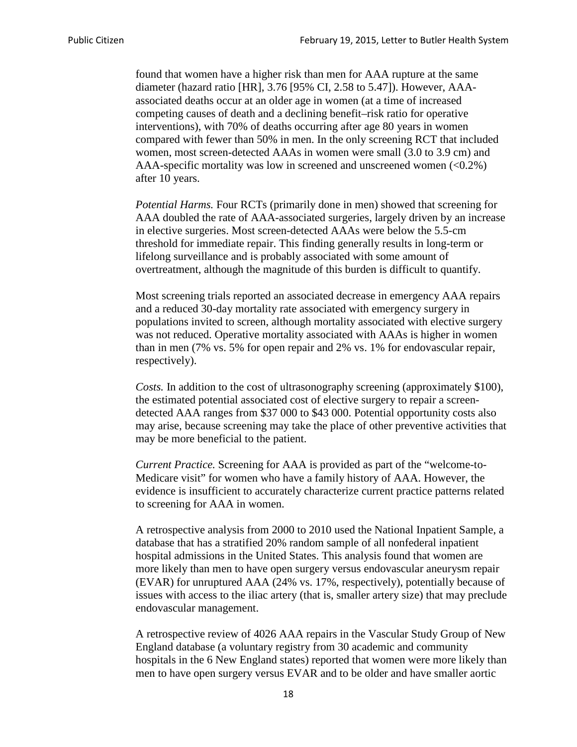found that women have a higher risk than men for AAA rupture at the same diameter (hazard ratio [HR], 3.76 [95% CI, 2.58 to 5.47]). However, AAA-associated deaths occur at an older age in women (at a time of increased competing causes of death and a declining benefit–risk ratio for operative interventions), with 70% of deaths occurring after age 80 years in women compared with fewer than 50% in men. In the only screening RCT that included women, most screen-detected AAAs in women were small (3.0 to 3.9 cm) and AAA-specific mortality was low in screened and unscreened women (<0.2%) after 10 years.

*Potential Harms.* Four RCTs (primarily done in men) showed that screening for AAA doubled the rate of AAA-associated surgeries, largely driven by an increase in elective surgeries. Most screen-detected AAAs were below the 5.5-cm threshold for immediate repair. This finding generally results in long-term or lifelong surveillance and is probably associated with some amount of overtreatment, although the magnitude of this burden is difficult to quantify.

Most screening trials reported an associated decrease in emergency AAA repairs and a reduced 30-day mortality rate associated with emergency surgery in populations invited to screen, although mortality associated with elective surgery was not reduced. Operative mortality associated with AAAs is higher in women than in men (7% vs. 5% for open repair and 2% vs. 1% for endovascular repair, respectively).

*Costs.* In addition to the cost of ultrasonography screening (approximately $100), the estimated potential associated cost of elective surgery to repair a screen-detected AAA ranges from $37 000 to $43 000. Potential opportunity costs also may arise, because screening may take the place of other preventive activities that may be more beneficial to the patient.

*Current Practice.* Screening for AAA is provided as part of the "welcome-to-Medicare visit" for women who have a family history of AAA. However, the evidence is insufficient to accurately characterize current practice patterns related to screening for AAA in women.

A retrospective analysis from 2000 to 2010 used the National Inpatient Sample, a database that has a stratified 20% random sample of all nonfederal inpatient hospital admissions in the United States. This analysis found that women are more likely than men to have open surgery versus endovascular aneurysm repair (EVAR) for unruptured AAA (24% vs. 17%, respectively), potentially because of issues with access to the iliac artery (that is, smaller artery size) that may preclude endovascular management.

A retrospective review of 4026 AAA repairs in the Vascular Study Group of New England database (a voluntary registry from 30 academic and community hospitals in the 6 New England states) reported that women were more likely than men to have open surgery versus EVAR and to be older and have smaller aortic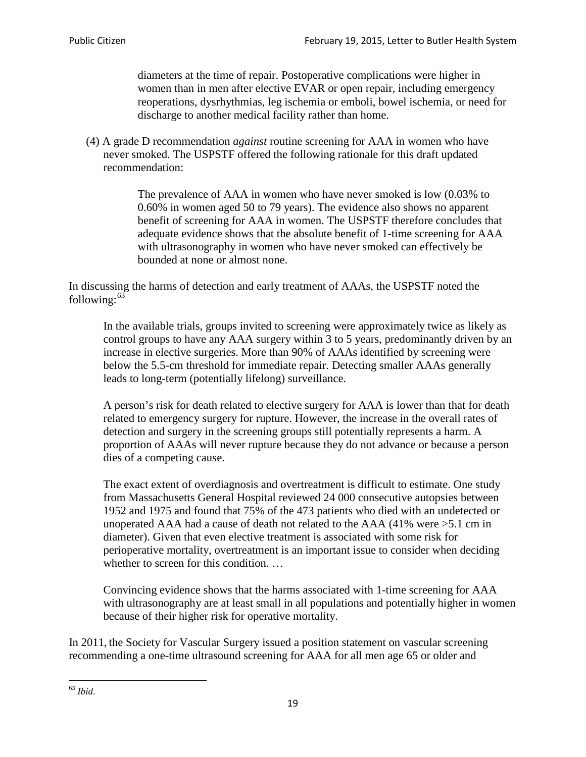> diameters at the time of repair. Postoperative complications were higher in women than in men after elective EVAR or open repair, including emergency reoperations, dysrhythmias, leg ischemia or emboli, bowel ischemia, or need for discharge to another medical facility rather than home.

(4) A grade D recommendation *against* routine screening for AAA in women who have never smoked. The USPSTF offered the following rationale for this draft updated recommendation:

> The prevalence of AAA in women who have never smoked is low (0.03% to 0.60% in women aged 50 to 79 years). The evidence also shows no apparent benefit of screening for AAA in women. The USPSTF therefore concludes that adequate evidence shows that the absolute benefit of 1-time screening for AAA with ultrasonography in women who have never smoked can effectively be bounded at none or almost none.

In discussing the harms of detection and early treatment of AAAs, the USPSTF noted the following:[63]

> In the available trials, groups invited to screening were approximately twice as likely as control groups to have any AAA surgery within 3 to 5 years, predominantly driven by an increase in elective surgeries. More than 90% of AAAs identified by screening were below the 5.5-cm threshold for immediate repair. Detecting smaller AAAs generally leads to long-term (potentially lifelong) surveillance.
>
> A person's risk for death related to elective surgery for AAA is lower than that for death related to emergency surgery for rupture. However, the increase in the overall rates of detection and surgery in the screening groups still potentially represents a harm. A proportion of AAAs will never rupture because they do not advance or because a person dies of a competing cause.
>
> The exact extent of overdiagnosis and overtreatment is difficult to estimate. One study from Massachusetts General Hospital reviewed 24 000 consecutive autopsies between 1952 and 1975 and found that 75% of the 473 patients who died with an undetected or unoperated AAA had a cause of death not related to the AAA (41% were >5.1 cm in diameter). Given that even elective treatment is associated with some risk for perioperative mortality, overtreatment is an important issue to consider when deciding whether to screen for this condition. …
>
> Convincing evidence shows that the harms associated with 1-time screening for AAA with ultrasonography are at least small in all populations and potentially higher in women because of their higher risk for operative mortality.

In 2011, the Society for Vascular Surgery issued a position statement on vascular screening recommending a one-time ultrasound screening for AAA for all men age 65 or older and

[63] *Ibid*.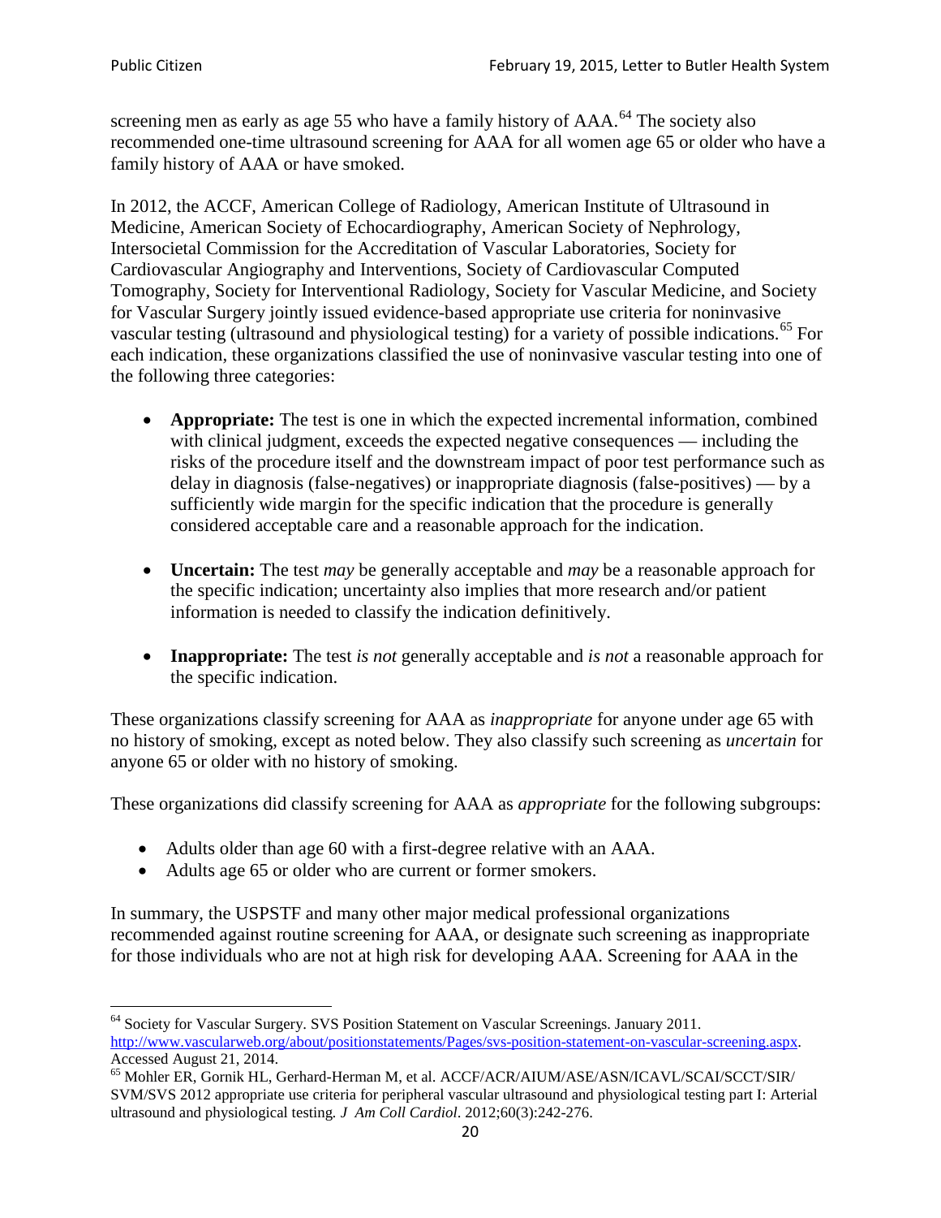screening men as early as age 55 who have a family history of AAA.[64] The society also recommended one-time ultrasound screening for AAA for all women age 65 or older who have a family history of AAA or have smoked.

In 2012, the ACCF, American College of Radiology, American Institute of Ultrasound in Medicine, American Society of Echocardiography, American Society of Nephrology, Intersocietal Commission for the Accreditation of Vascular Laboratories, Society for Cardiovascular Angiography and Interventions, Society of Cardiovascular Computed Tomography, Society for Interventional Radiology, Society for Vascular Medicine, and Society for Vascular Surgery jointly issued evidence-based appropriate use criteria for noninvasive vascular testing (ultrasound and physiological testing) for a variety of possible indications.[65] For each indication, these organizations classified the use of noninvasive vascular testing into one of the following three categories:

- **Appropriate:** The test is one in which the expected incremental information, combined with clinical judgment, exceeds the expected negative consequences — including the risks of the procedure itself and the downstream impact of poor test performance such as delay in diagnosis (false-negatives) or inappropriate diagnosis (false-positives) — by a sufficiently wide margin for the specific indication that the procedure is generally considered acceptable care and a reasonable approach for the indication.

- **Uncertain:** The test *may* be generally acceptable and *may* be a reasonable approach for the specific indication; uncertainty also implies that more research and/or patient information is needed to classify the indication definitively.

- **Inappropriate:** The test *is not* generally acceptable and *is not* a reasonable approach for the specific indication.

These organizations classify screening for AAA as *inappropriate* for anyone under age 65 with no history of smoking, except as noted below. They also classify such screening as *uncertain* for anyone 65 or older with no history of smoking.

These organizations did classify screening for AAA as *appropriate* for the following subgroups:

- Adults older than age 60 with a first-degree relative with an AAA.
- Adults age 65 or older who are current or former smokers.

In summary, the USPSTF and many other major medical professional organizations recommended against routine screening for AAA, or designate such screening as inappropriate for those individuals who are not at high risk for developing AAA. Screening for AAA in the

---

[64] Society for Vascular Surgery. SVS Position Statement on Vascular Screenings. January 2011. http://www.vascularweb.org/about/positionstatements/Pages/svs-position-statement-on-vascular-screening.aspx. Accessed August 21, 2014.

[65] Mohler ER, Gornik HL, Gerhard-Herman M, et al. ACCF/ACR/AIUM/ASE/ASN/ICAVL/SCAI/SCCT/SIR/SVM/SVS 2012 appropriate use criteria for peripheral vascular ultrasound and physiological testing part I: Arterial ultrasound and physiological testing. *J Am Coll Cardiol*. 2012;60(3):242-276.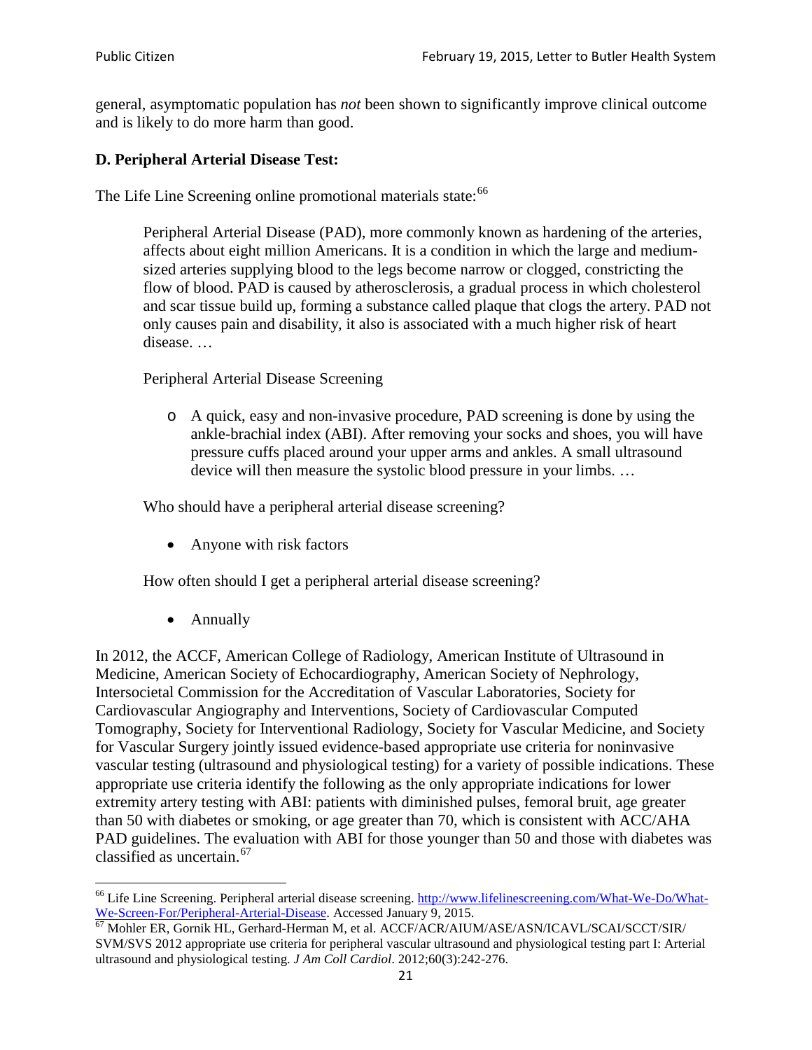general, asymptomatic population has *not* been shown to significantly improve clinical outcome and is likely to do more harm than good.

### D. Peripheral Arterial Disease Test:

The Life Line Screening online promotional materials state:[66]

> Peripheral Arterial Disease (PAD), more commonly known as hardening of the arteries, affects about eight million Americans. It is a condition in which the large and medium-sized arteries supplying blood to the legs become narrow or clogged, constricting the flow of blood. PAD is caused by atherosclerosis, a gradual process in which cholesterol and scar tissue build up, forming a substance called plaque that clogs the artery. PAD not only causes pain and disability, it also is associated with a much higher risk of heart disease. …
>
> Peripheral Arterial Disease Screening
>
> - A quick, easy and non-invasive procedure, PAD screening is done by using the ankle-brachial index (ABI). After removing your socks and shoes, you will have pressure cuffs placed around your upper arms and ankles. A small ultrasound device will then measure the systolic blood pressure in your limbs. …
>
> Who should have a peripheral arterial disease screening?
>
> - Anyone with risk factors
>
> How often should I get a peripheral arterial disease screening?
>
> - Annually

In 2012, the ACCF, American College of Radiology, American Institute of Ultrasound in Medicine, American Society of Echocardiography, American Society of Nephrology, Intersocietal Commission for the Accreditation of Vascular Laboratories, Society for Cardiovascular Angiography and Interventions, Society of Cardiovascular Computed Tomography, Society for Interventional Radiology, Society for Vascular Medicine, and Society for Vascular Surgery jointly issued evidence-based appropriate use criteria for noninvasive vascular testing (ultrasound and physiological testing) for a variety of possible indications. These appropriate use criteria identify the following as the only appropriate indications for lower extremity artery testing with ABI: patients with diminished pulses, femoral bruit, age greater than 50 with diabetes or smoking, or age greater than 70, which is consistent with ACC/AHA PAD guidelines. The evaluation with ABI for those younger than 50 and those with diabetes was classified as uncertain.[67]

---

[66] Life Line Screening. Peripheral arterial disease screening. http://www.lifelinescreening.com/What-We-Do/What-We-Screen-For/Peripheral-Arterial-Disease. Accessed January 9, 2015.

[67] Mohler ER, Gornik HL, Gerhard-Herman M, et al. ACCF/ACR/AIUM/ASE/ASN/ICAVL/SCAI/SCCT/SIR/SVM/SVS 2012 appropriate use criteria for peripheral vascular ultrasound and physiological testing part I: Arterial ultrasound and physiological testing. *J Am Coll Cardiol*. 2012;60(3):242-276.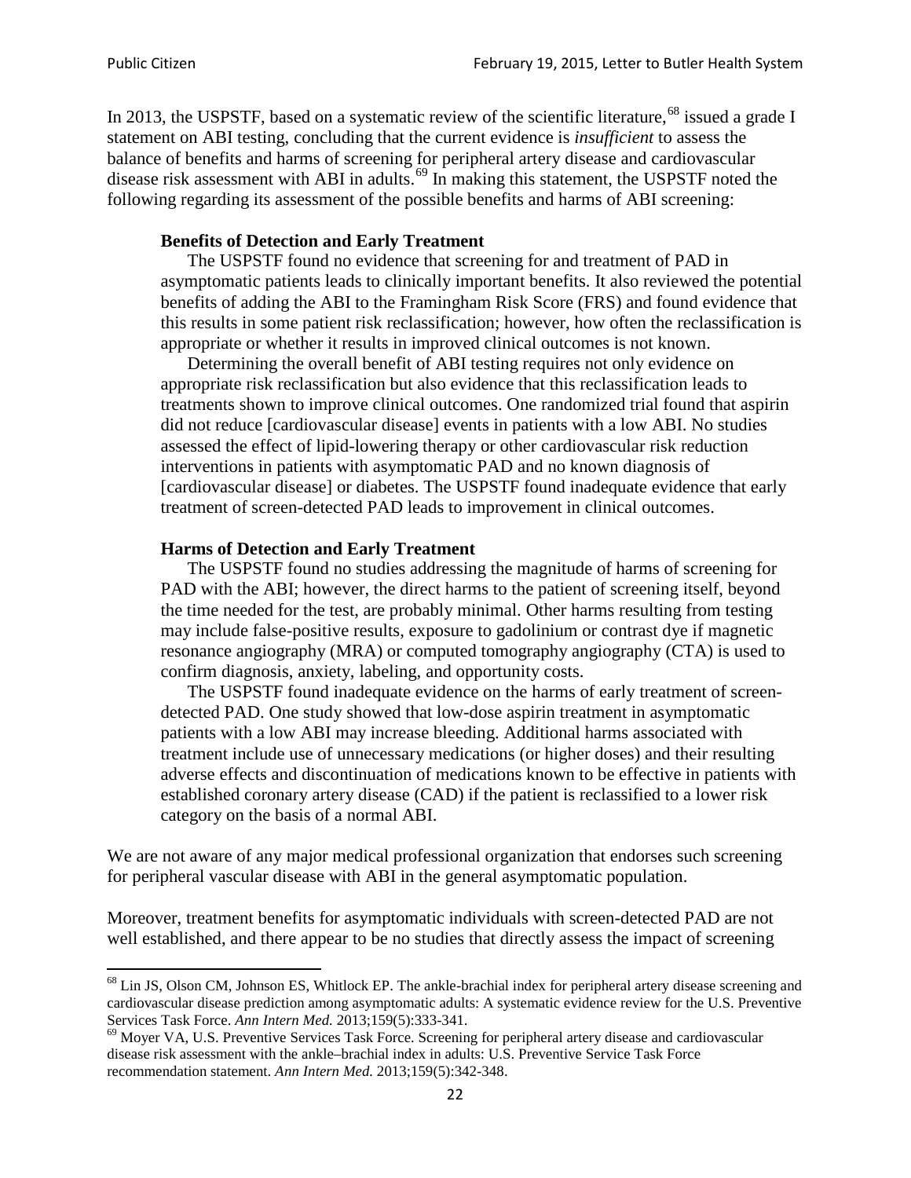In 2013, the USPSTF, based on a systematic review of the scientific literature,[68] issued a grade I statement on ABI testing, concluding that the current evidence is *insufficient* to assess the balance of benefits and harms of screening for peripheral artery disease and cardiovascular disease risk assessment with ABI in adults.[69] In making this statement, the USPSTF noted the following regarding its assessment of the possible benefits and harms of ABI screening:

> **Benefits of Detection and Early Treatment**
>
> The USPSTF found no evidence that screening for and treatment of PAD in asymptomatic patients leads to clinically important benefits. It also reviewed the potential benefits of adding the ABI to the Framingham Risk Score (FRS) and found evidence that this results in some patient risk reclassification; however, how often the reclassification is appropriate or whether it results in improved clinical outcomes is not known.
>
> Determining the overall benefit of ABI testing requires not only evidence on appropriate risk reclassification but also evidence that this reclassification leads to treatments shown to improve clinical outcomes. One randomized trial found that aspirin did not reduce [cardiovascular disease] events in patients with a low ABI. No studies assessed the effect of lipid-lowering therapy or other cardiovascular risk reduction interventions in patients with asymptomatic PAD and no known diagnosis of [cardiovascular disease] or diabetes. The USPSTF found inadequate evidence that early treatment of screen-detected PAD leads to improvement in clinical outcomes.
>
> **Harms of Detection and Early Treatment**
>
> The USPSTF found no studies addressing the magnitude of harms of screening for PAD with the ABI; however, the direct harms to the patient of screening itself, beyond the time needed for the test, are probably minimal. Other harms resulting from testing may include false-positive results, exposure to gadolinium or contrast dye if magnetic resonance angiography (MRA) or computed tomography angiography (CTA) is used to confirm diagnosis, anxiety, labeling, and opportunity costs.
>
> The USPSTF found inadequate evidence on the harms of early treatment of screen-detected PAD. One study showed that low-dose aspirin treatment in asymptomatic patients with a low ABI may increase bleeding. Additional harms associated with treatment include use of unnecessary medications (or higher doses) and their resulting adverse effects and discontinuation of medications known to be effective in patients with established coronary artery disease (CAD) if the patient is reclassified to a lower risk category on the basis of a normal ABI.

We are not aware of any major medical professional organization that endorses such screening for peripheral vascular disease with ABI in the general asymptomatic population.

Moreover, treatment benefits for asymptomatic individuals with screen-detected PAD are not well established, and there appear to be no studies that directly assess the impact of screening

---

[68] Lin JS, Olson CM, Johnson ES, Whitlock EP. The ankle-brachial index for peripheral artery disease screening and cardiovascular disease prediction among asymptomatic adults: A systematic evidence review for the U.S. Preventive Services Task Force. *Ann Intern Med.* 2013;159(5):333-341.

[69] Moyer VA, U.S. Preventive Services Task Force. Screening for peripheral artery disease and cardiovascular disease risk assessment with the ankle–brachial index in adults: U.S. Preventive Service Task Force recommendation statement. *Ann Intern Med.* 2013;159(5):342-348.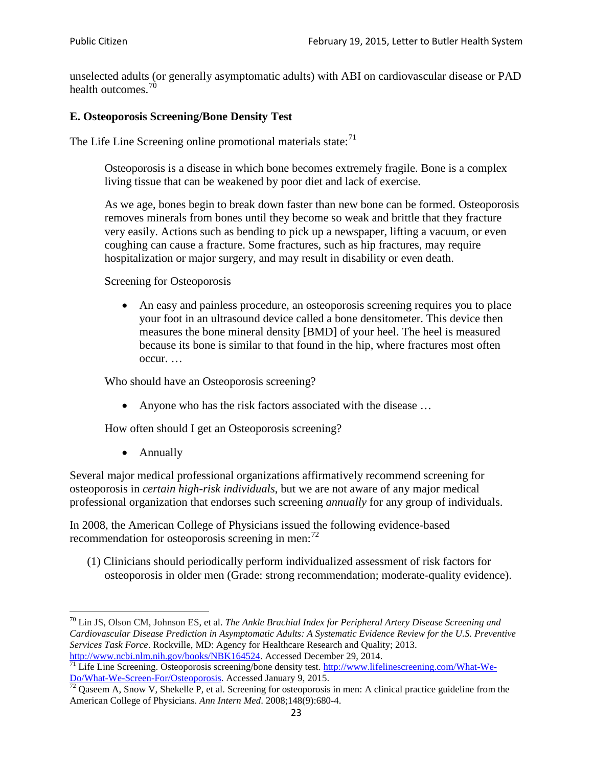unselected adults (or generally asymptomatic adults) with ABI on cardiovascular disease or PAD health outcomes.[70]

### E. Osteoporosis Screening/Bone Density Test

The Life Line Screening online promotional materials state:[71]

> Osteoporosis is a disease in which bone becomes extremely fragile. Bone is a complex living tissue that can be weakened by poor diet and lack of exercise.
>
> As we age, bones begin to break down faster than new bone can be formed. Osteoporosis removes minerals from bones until they become so weak and brittle that they fracture very easily. Actions such as bending to pick up a newspaper, lifting a vacuum, or even coughing can cause a fracture. Some fractures, such as hip fractures, may require hospitalization or major surgery, and may result in disability or even death.
>
> Screening for Osteoporosis
>
> - An easy and painless procedure, an osteoporosis screening requires you to place your foot in an ultrasound device called a bone densitometer. This device then measures the bone mineral density [BMD] of your heel. The heel is measured because its bone is similar to that found in the hip, where fractures most often occur. …
>
> Who should have an Osteoporosis screening?
>
> - Anyone who has the risk factors associated with the disease …
>
> How often should I get an Osteoporosis screening?
>
> - Annually

Several major medical professional organizations affirmatively recommend screening for osteoporosis in *certain high-risk individuals*, but we are not aware of any major medical professional organization that endorses such screening *annually* for any group of individuals.

In 2008, the American College of Physicians issued the following evidence-based recommendation for osteoporosis screening in men:[72]

(1) Clinicians should periodically perform individualized assessment of risk factors for osteoporosis in older men (Grade: strong recommendation; moderate-quality evidence).

---

[70] Lin JS, Olson CM, Johnson ES, et al. *The Ankle Brachial Index for Peripheral Artery Disease Screening and Cardiovascular Disease Prediction in Asymptomatic Adults: A Systematic Evidence Review for the U.S. Preventive Services Task Force*. Rockville, MD: Agency for Healthcare Research and Quality; 2013. http://www.ncbi.nlm.nih.gov/books/NBK164524. Accessed December 29, 2014.

[71] Life Line Screening. Osteoporosis screening/bone density test. http://www.lifelinescreening.com/What-We-Do/What-We-Screen-For/Osteoporosis. Accessed January 9, 2015.

[72] Qaseem A, Snow V, Shekelle P, et al. Screening for osteoporosis in men: A clinical practice guideline from the American College of Physicians. *Ann Intern Med*. 2008;148(9):680-4.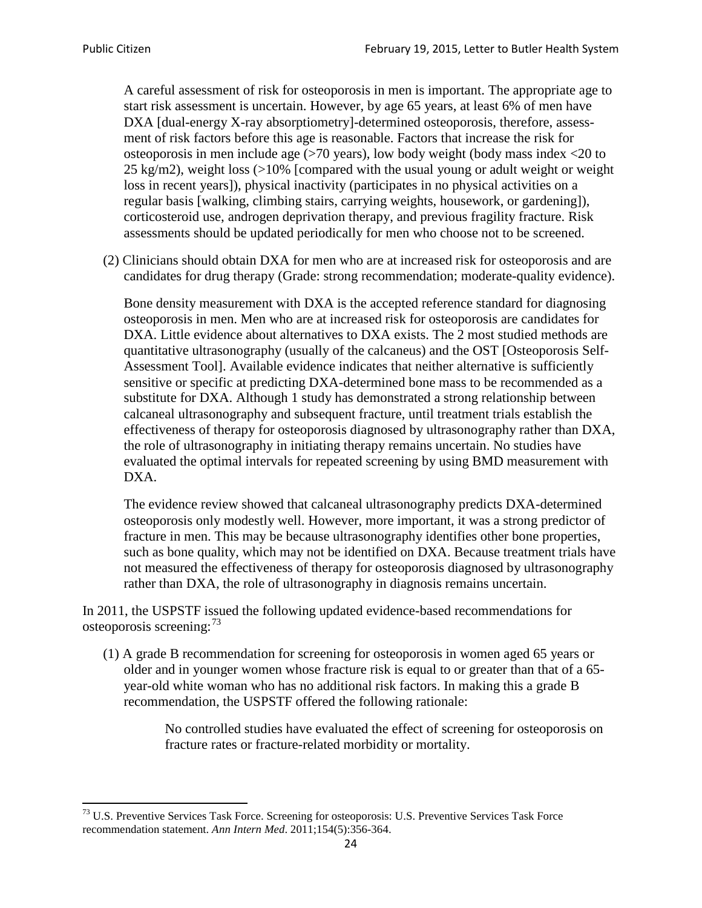A careful assessment of risk for osteoporosis in men is important. The appropriate age to start risk assessment is uncertain. However, by age 65 years, at least 6% of men have DXA [dual-energy X-ray absorptiometry]-determined osteoporosis, therefore, assessment of risk factors before this age is reasonable. Factors that increase the risk for osteoporosis in men include age (>70 years), low body weight (body mass index <20 to 25 kg/m2), weight loss (>10% [compared with the usual young or adult weight or weight loss in recent years]), physical inactivity (participates in no physical activities on a regular basis [walking, climbing stairs, carrying weights, housework, or gardening]), corticosteroid use, androgen deprivation therapy, and previous fragility fracture. Risk assessments should be updated periodically for men who choose not to be screened.

(2) Clinicians should obtain DXA for men who are at increased risk for osteoporosis and are candidates for drug therapy (Grade: strong recommendation; moderate-quality evidence).

Bone density measurement with DXA is the accepted reference standard for diagnosing osteoporosis in men. Men who are at increased risk for osteoporosis are candidates for DXA. Little evidence about alternatives to DXA exists. The 2 most studied methods are quantitative ultrasonography (usually of the calcaneus) and the OST [Osteoporosis Self-Assessment Tool]. Available evidence indicates that neither alternative is sufficiently sensitive or specific at predicting DXA-determined bone mass to be recommended as a substitute for DXA. Although 1 study has demonstrated a strong relationship between calcaneal ultrasonography and subsequent fracture, until treatment trials establish the effectiveness of therapy for osteoporosis diagnosed by ultrasonography rather than DXA, the role of ultrasonography in initiating therapy remains uncertain. No studies have evaluated the optimal intervals for repeated screening by using BMD measurement with DXA.

The evidence review showed that calcaneal ultrasonography predicts DXA-determined osteoporosis only modestly well. However, more important, it was a strong predictor of fracture in men. This may be because ultrasonography identifies other bone properties, such as bone quality, which may not be identified on DXA. Because treatment trials have not measured the effectiveness of therapy for osteoporosis diagnosed by ultrasonography rather than DXA, the role of ultrasonography in diagnosis remains uncertain.

In 2011, the USPSTF issued the following updated evidence-based recommendations for osteoporosis screening:[73]

(1) A grade B recommendation for screening for osteoporosis in women aged 65 years or older and in younger women whose fracture risk is equal to or greater than that of a 65-year-old white woman who has no additional risk factors. In making this a grade B recommendation, the USPSTF offered the following rationale:

> No controlled studies have evaluated the effect of screening for osteoporosis on fracture rates or fracture-related morbidity or mortality.

[73] U.S. Preventive Services Task Force. Screening for osteoporosis: U.S. Preventive Services Task Force recommendation statement. *Ann Intern Med*. 2011;154(5):356-364.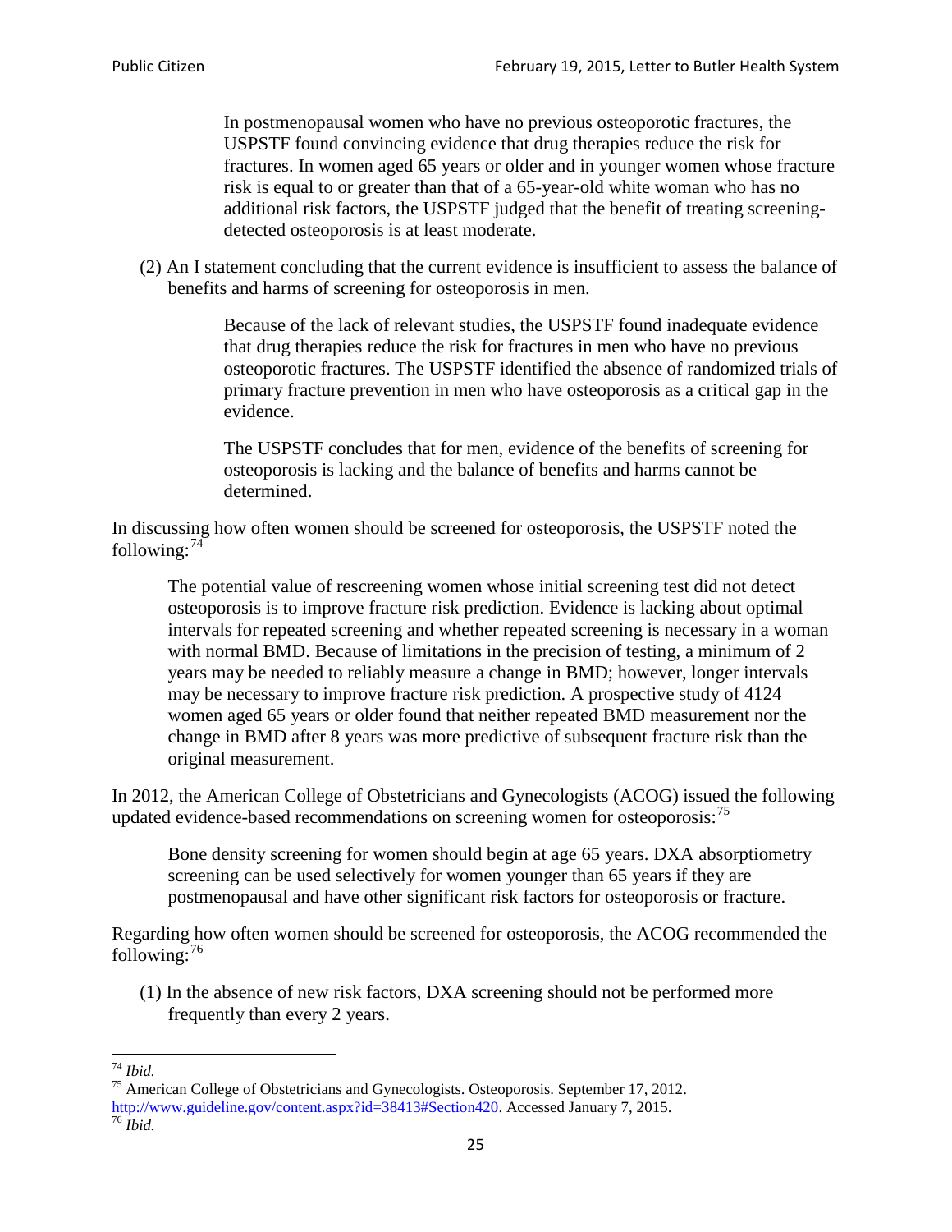> In postmenopausal women who have no previous osteoporotic fractures, the USPSTF found convincing evidence that drug therapies reduce the risk for fractures. In women aged 65 years or older and in younger women whose fracture risk is equal to or greater than that of a 65-year-old white woman who has no additional risk factors, the USPSTF judged that the benefit of treating screening-detected osteoporosis is at least moderate.

(2) An I statement concluding that the current evidence is insufficient to assess the balance of benefits and harms of screening for osteoporosis in men.

> Because of the lack of relevant studies, the USPSTF found inadequate evidence that drug therapies reduce the risk for fractures in men who have no previous osteoporotic fractures. The USPSTF identified the absence of randomized trials of primary fracture prevention in men who have osteoporosis as a critical gap in the evidence.
>
> The USPSTF concludes that for men, evidence of the benefits of screening for osteoporosis is lacking and the balance of benefits and harms cannot be determined.

In discussing how often women should be screened for osteoporosis, the USPSTF noted the following:[74]

> The potential value of rescreening women whose initial screening test did not detect osteoporosis is to improve fracture risk prediction. Evidence is lacking about optimal intervals for repeated screening and whether repeated screening is necessary in a woman with normal BMD. Because of limitations in the precision of testing, a minimum of 2 years may be needed to reliably measure a change in BMD; however, longer intervals may be necessary to improve fracture risk prediction. A prospective study of 4124 women aged 65 years or older found that neither repeated BMD measurement nor the change in BMD after 8 years was more predictive of subsequent fracture risk than the original measurement.

In 2012, the American College of Obstetricians and Gynecologists (ACOG) issued the following updated evidence-based recommendations on screening women for osteoporosis:[75]

> Bone density screening for women should begin at age 65 years. DXA absorptiometry screening can be used selectively for women younger than 65 years if they are postmenopausal and have other significant risk factors for osteoporosis or fracture.

Regarding how often women should be screened for osteoporosis, the ACOG recommended the following:[76]

(1) In the absence of new risk factors, DXA screening should not be performed more frequently than every 2 years.

---

[74] *Ibid.*

[75] American College of Obstetricians and Gynecologists. Osteoporosis. September 17, 2012. http://www.guideline.gov/content.aspx?id=38413#Section420. Accessed January 7, 2015.

[76] *Ibid.*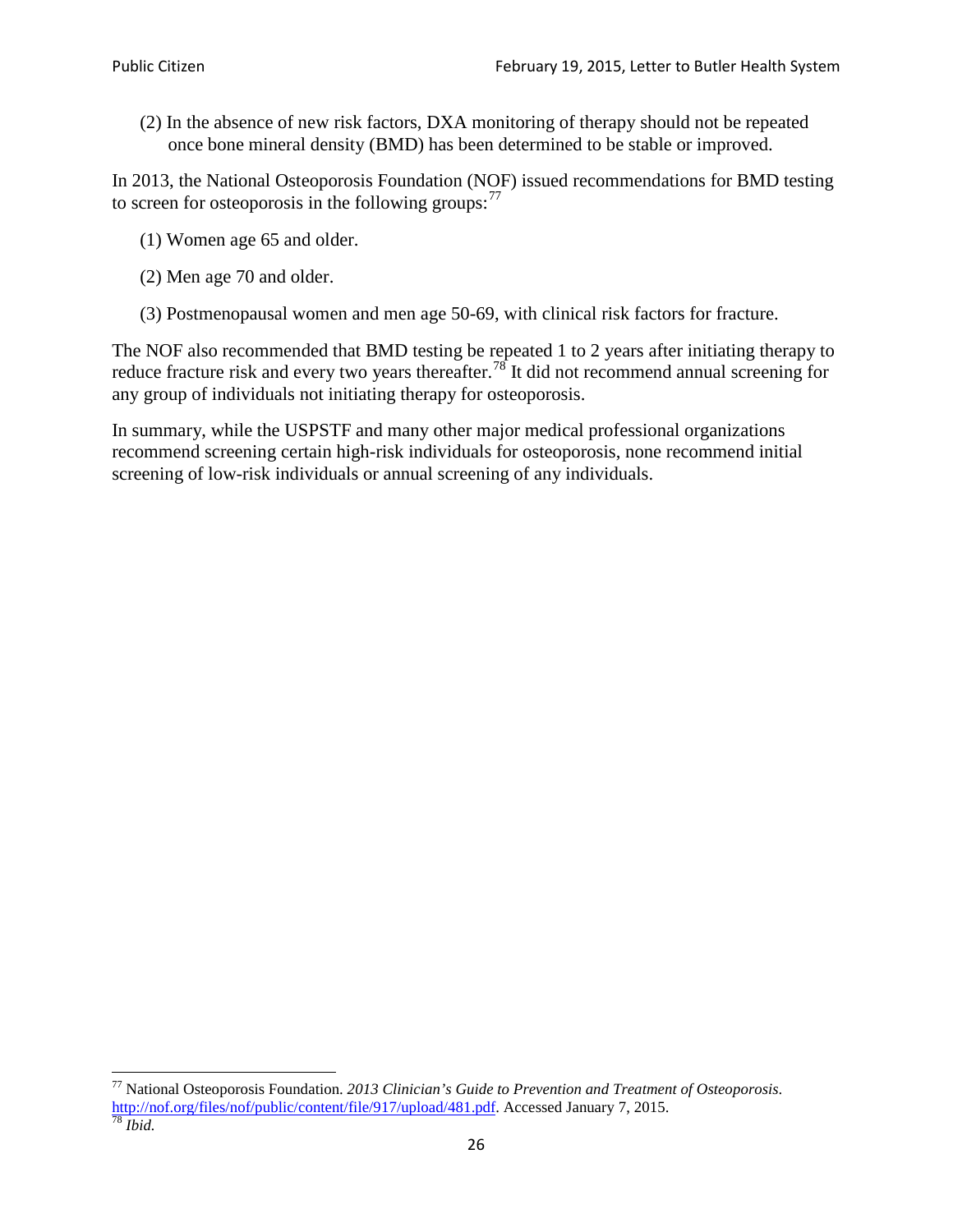(2) In the absence of new risk factors, DXA monitoring of therapy should not be repeated once bone mineral density (BMD) has been determined to be stable or improved.

In 2013, the National Osteoporosis Foundation (NOF) issued recommendations for BMD testing to screen for osteoporosis in the following groups:[77]

(1) Women age 65 and older.

(2) Men age 70 and older.

(3) Postmenopausal women and men age 50-69, with clinical risk factors for fracture.

The NOF also recommended that BMD testing be repeated 1 to 2 years after initiating therapy to reduce fracture risk and every two years thereafter.[78] It did not recommend annual screening for any group of individuals not initiating therapy for osteoporosis.

In summary, while the USPSTF and many other major medical professional organizations recommend screening certain high-risk individuals for osteoporosis, none recommend initial screening of low-risk individuals or annual screening of any individuals.

---

[77] National Osteoporosis Foundation. *2013 Clinician's Guide to Prevention and Treatment of Osteoporosis*. http://nof.org/files/nof/public/content/file/917/upload/481.pdf. Accessed January 7, 2015.

[78] *Ibid.*